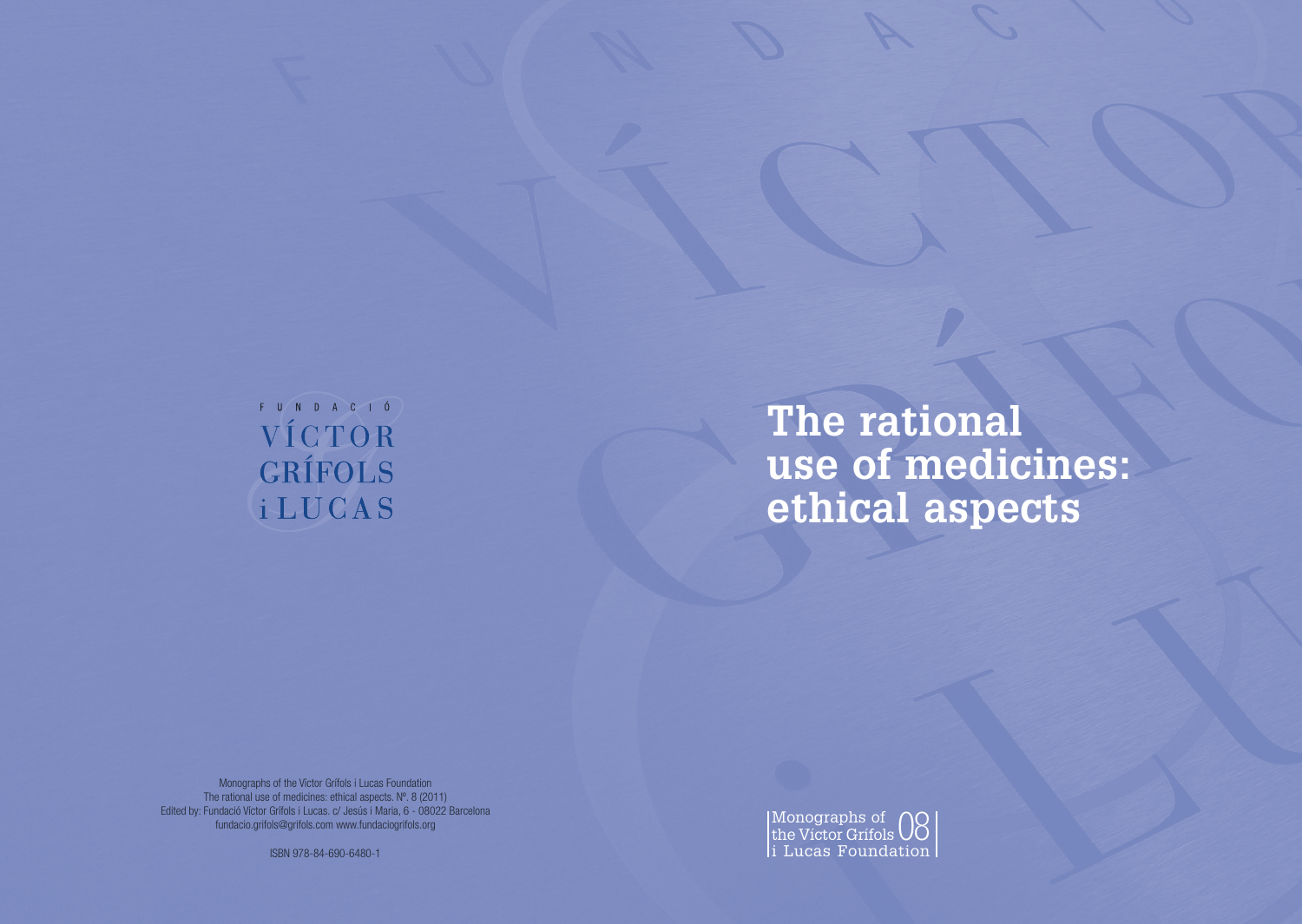FUNDACIÓ
VÍCTOR
GRÍFOLS
i LUCAS

# The rational use of medicines: ethical aspects

Monographs of the Víctor Grífols i Lucas Foundation
The rational use of medicines: ethical aspects. Nº. 8 (2011)
Edited by: Fundació Víctor Grífols i Lucas. c/ Jesús i Maria, 6 - 08022 Barcelona
fundacio.grifols@grifols.com www.fundaciogrifols.org

ISBN 978-84-690-6480-1

Monographs of the Víctor Grífols i Lucas Foundation 08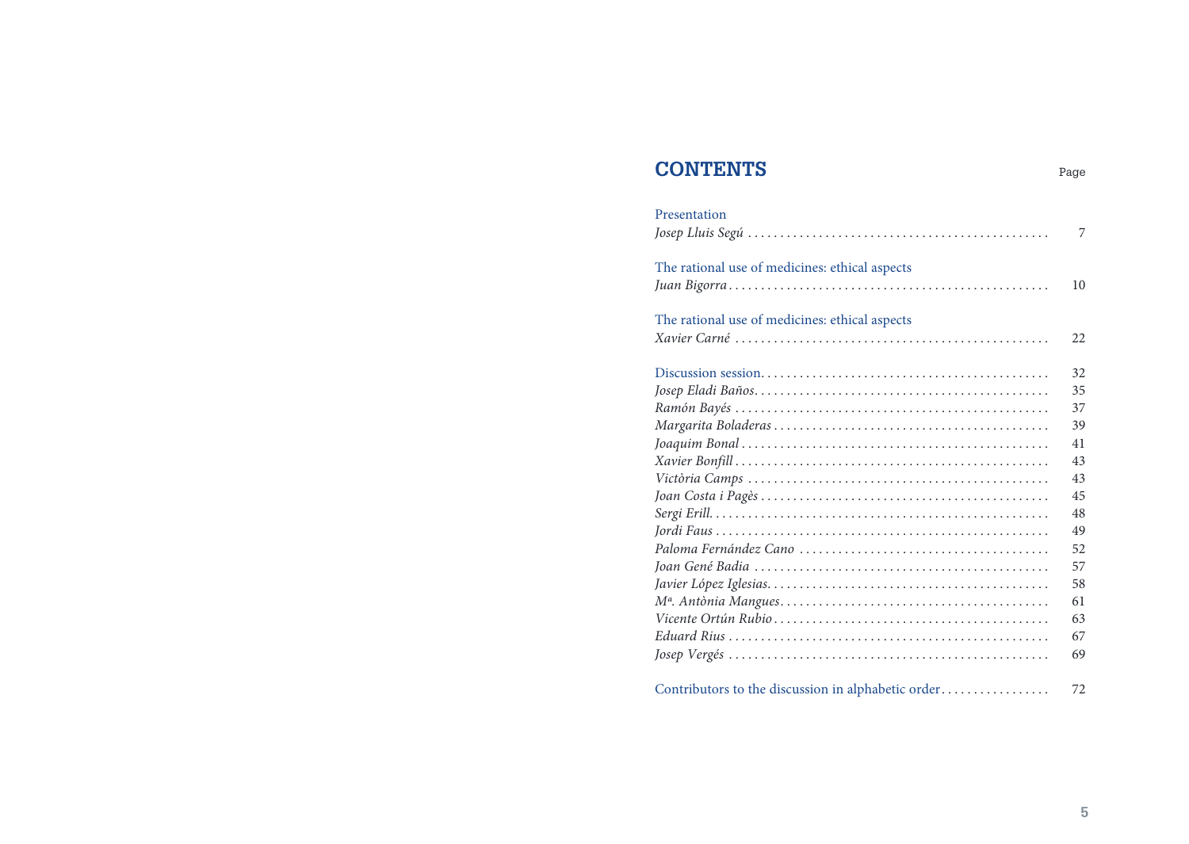# CONTENTS

Page

Presentation
*Josep Lluis Segú* . . . . . . . . . . . . . . . . . . . . . . . . . . . . . . . . . . . . . . . . . . . . . . 7

The rational use of medicines: ethical aspects
*Juan Bigorra* . . . . . . . . . . . . . . . . . . . . . . . . . . . . . . . . . . . . . . . . . . . . . . . . . 10

The rational use of medicines: ethical aspects
*Xavier Carné* . . . . . . . . . . . . . . . . . . . . . . . . . . . . . . . . . . . . . . . . . . . . . . . . 22

Discussion session. . . . . . . . . . . . . . . . . . . . . . . . . . . . . . . . . . . . . . . . . . . . . 32
*Josep Eladi Baños*. . . . . . . . . . . . . . . . . . . . . . . . . . . . . . . . . . . . . . . . . . . . . 35
*Ramón Bayés* . . . . . . . . . . . . . . . . . . . . . . . . . . . . . . . . . . . . . . . . . . . . . . . . 37
*Margarita Boladeras* . . . . . . . . . . . . . . . . . . . . . . . . . . . . . . . . . . . . . . . . . . 39
*Joaquim Bonal* . . . . . . . . . . . . . . . . . . . . . . . . . . . . . . . . . . . . . . . . . . . . . . . 41
*Xavier Bonfill* . . . . . . . . . . . . . . . . . . . . . . . . . . . . . . . . . . . . . . . . . . . . . . . . 43
*Victòria Camps* . . . . . . . . . . . . . . . . . . . . . . . . . . . . . . . . . . . . . . . . . . . . . . 43
*Joan Costa i Pagès* . . . . . . . . . . . . . . . . . . . . . . . . . . . . . . . . . . . . . . . . . . . . 45
*Sergi Erill*. . . . . . . . . . . . . . . . . . . . . . . . . . . . . . . . . . . . . . . . . . . . . . . . . . . . 48
*Jordi Faus* . . . . . . . . . . . . . . . . . . . . . . . . . . . . . . . . . . . . . . . . . . . . . . . . . . . 49
*Paloma Fernández Cano* . . . . . . . . . . . . . . . . . . . . . . . . . . . . . . . . . . . . . . 52
*Joan Gené Badia* . . . . . . . . . . . . . . . . . . . . . . . . . . . . . . . . . . . . . . . . . . . . . 57
*Javier López Iglesias*. . . . . . . . . . . . . . . . . . . . . . . . . . . . . . . . . . . . . . . . . . . 58
*Mª. Antònia Mangues*. . . . . . . . . . . . . . . . . . . . . . . . . . . . . . . . . . . . . . . . . 61
*Vicente Ortún Rubio* . . . . . . . . . . . . . . . . . . . . . . . . . . . . . . . . . . . . . . . . . . 63
*Eduard Rius* . . . . . . . . . . . . . . . . . . . . . . . . . . . . . . . . . . . . . . . . . . . . . . . . . 67
*Josep Vergés* . . . . . . . . . . . . . . . . . . . . . . . . . . . . . . . . . . . . . . . . . . . . . . . . . 69

Contributors to the discussion in alphabetic order. . . . . . . . . . . . . . . . . . 72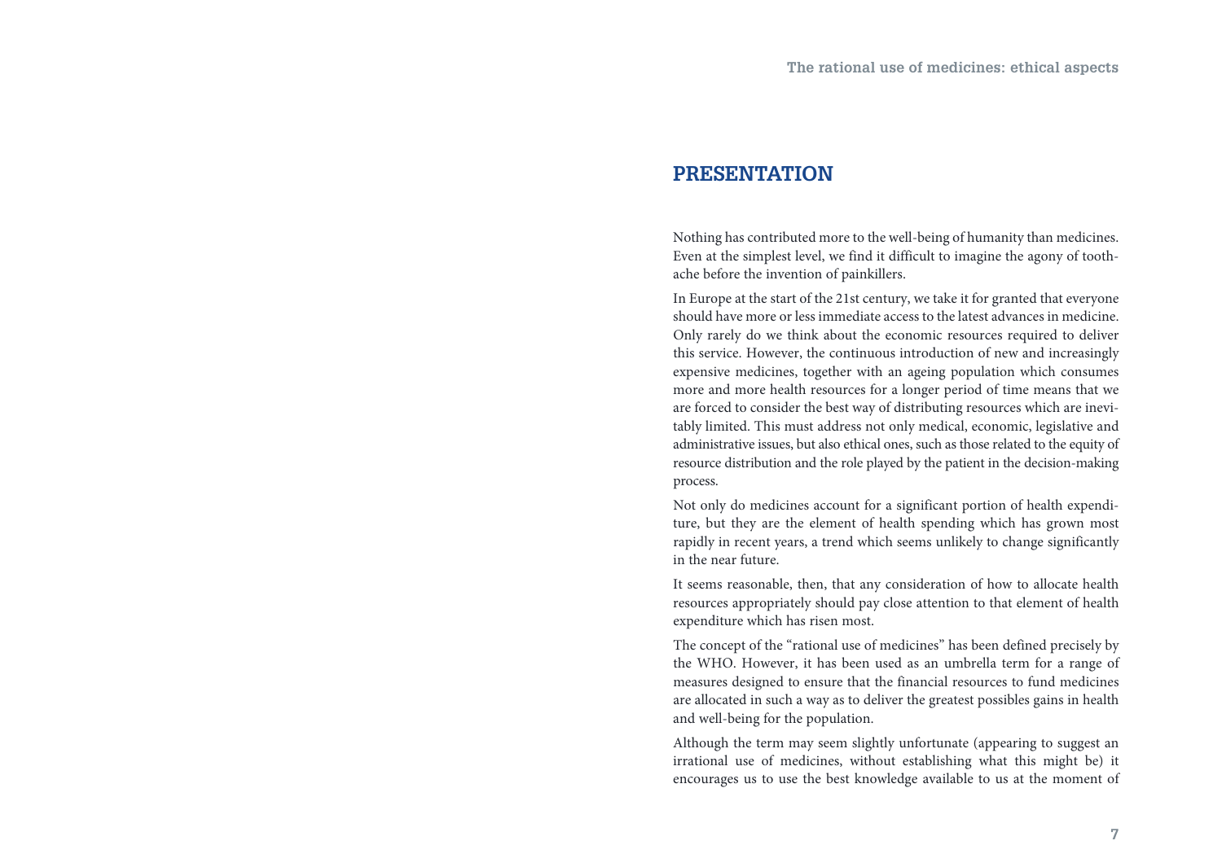## PRESENTATION

Nothing has contributed more to the well-being of humanity than medicines. Even at the simplest level, we find it difficult to imagine the agony of toothache before the invention of painkillers.

In Europe at the start of the 21st century, we take it for granted that everyone should have more or less immediate access to the latest advances in medicine. Only rarely do we think about the economic resources required to deliver this service. However, the continuous introduction of new and increasingly expensive medicines, together with an ageing population which consumes more and more health resources for a longer period of time means that we are forced to consider the best way of distributing resources which are inevitably limited. This must address not only medical, economic, legislative and administrative issues, but also ethical ones, such as those related to the equity of resource distribution and the role played by the patient in the decision-making process.

Not only do medicines account for a significant portion of health expenditure, but they are the element of health spending which has grown most rapidly in recent years, a trend which seems unlikely to change significantly in the near future.

It seems reasonable, then, that any consideration of how to allocate health resources appropriately should pay close attention to that element of health expenditure which has risen most.

The concept of the "rational use of medicines" has been defined precisely by the WHO. However, it has been used as an umbrella term for a range of measures designed to ensure that the financial resources to fund medicines are allocated in such a way as to deliver the greatest possibles gains in health and well-being for the population.

Although the term may seem slightly unfortunate (appearing to suggest an irrational use of medicines, without establishing what this might be) it encourages us to use the best knowledge available to us at the moment of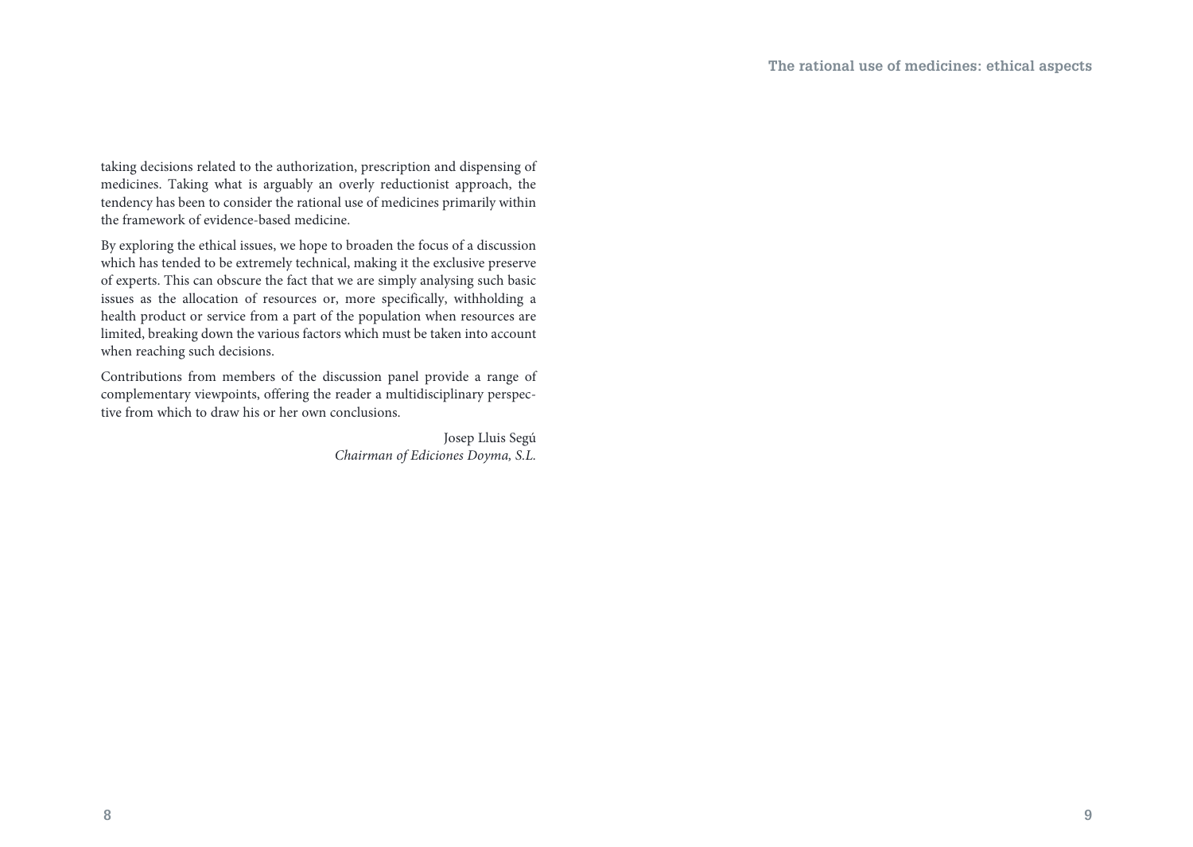taking decisions related to the authorization, prescription and dispensing of medicines. Taking what is arguably an overly reductionist approach, the tendency has been to consider the rational use of medicines primarily within the framework of evidence-based medicine.

By exploring the ethical issues, we hope to broaden the focus of a discussion which has tended to be extremely technical, making it the exclusive preserve of experts. This can obscure the fact that we are simply analysing such basic issues as the allocation of resources or, more specifically, withholding a health product or service from a part of the population when resources are limited, breaking down the various factors which must be taken into account when reaching such decisions.

Contributions from members of the discussion panel provide a range of complementary viewpoints, offering the reader a multidisciplinary perspective from which to draw his or her own conclusions.

Josep Lluis Segú
*Chairman of Ediciones Doyma, S.L.*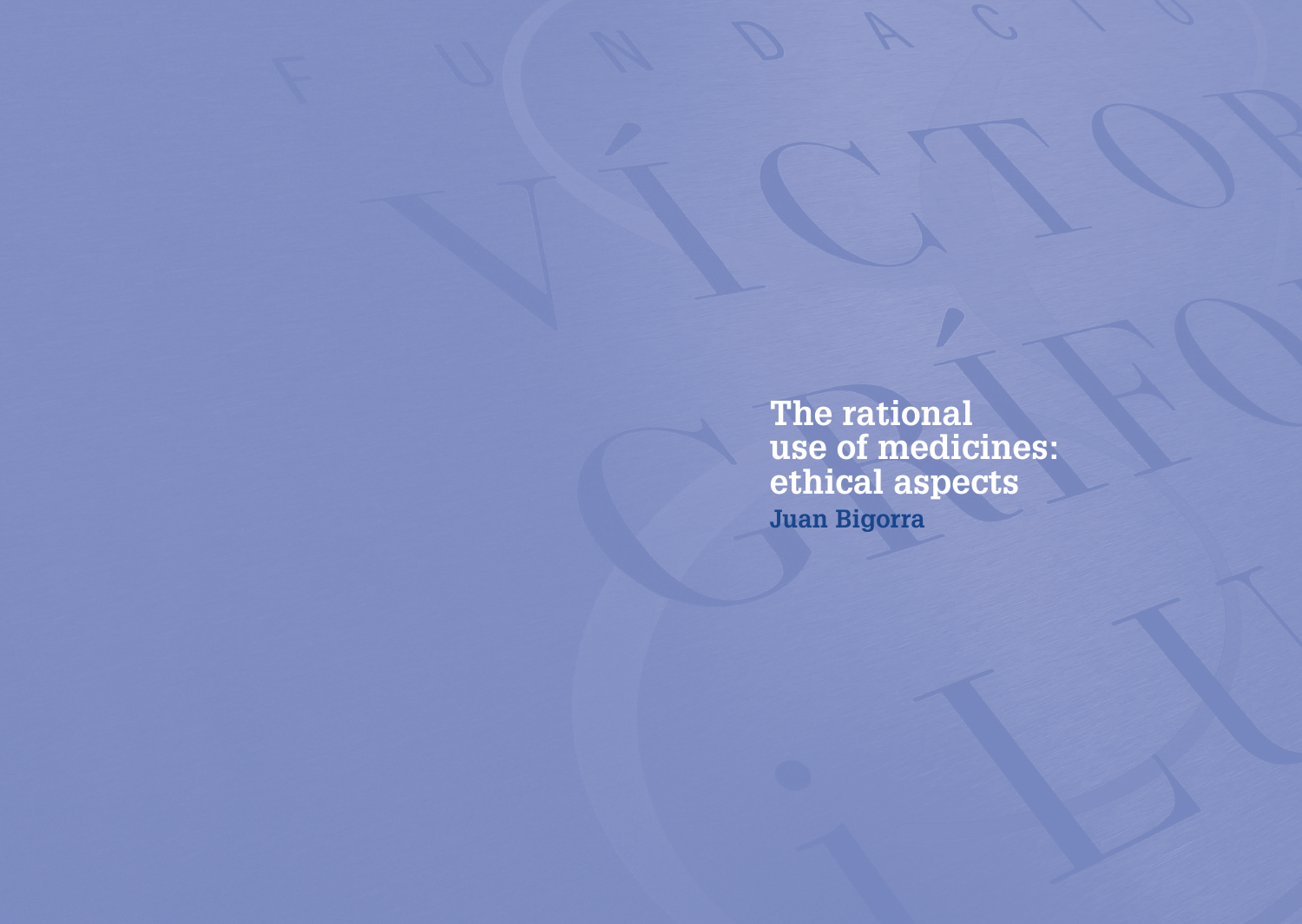# The rational use of medicines: ethical aspects

**Juan Bigorra**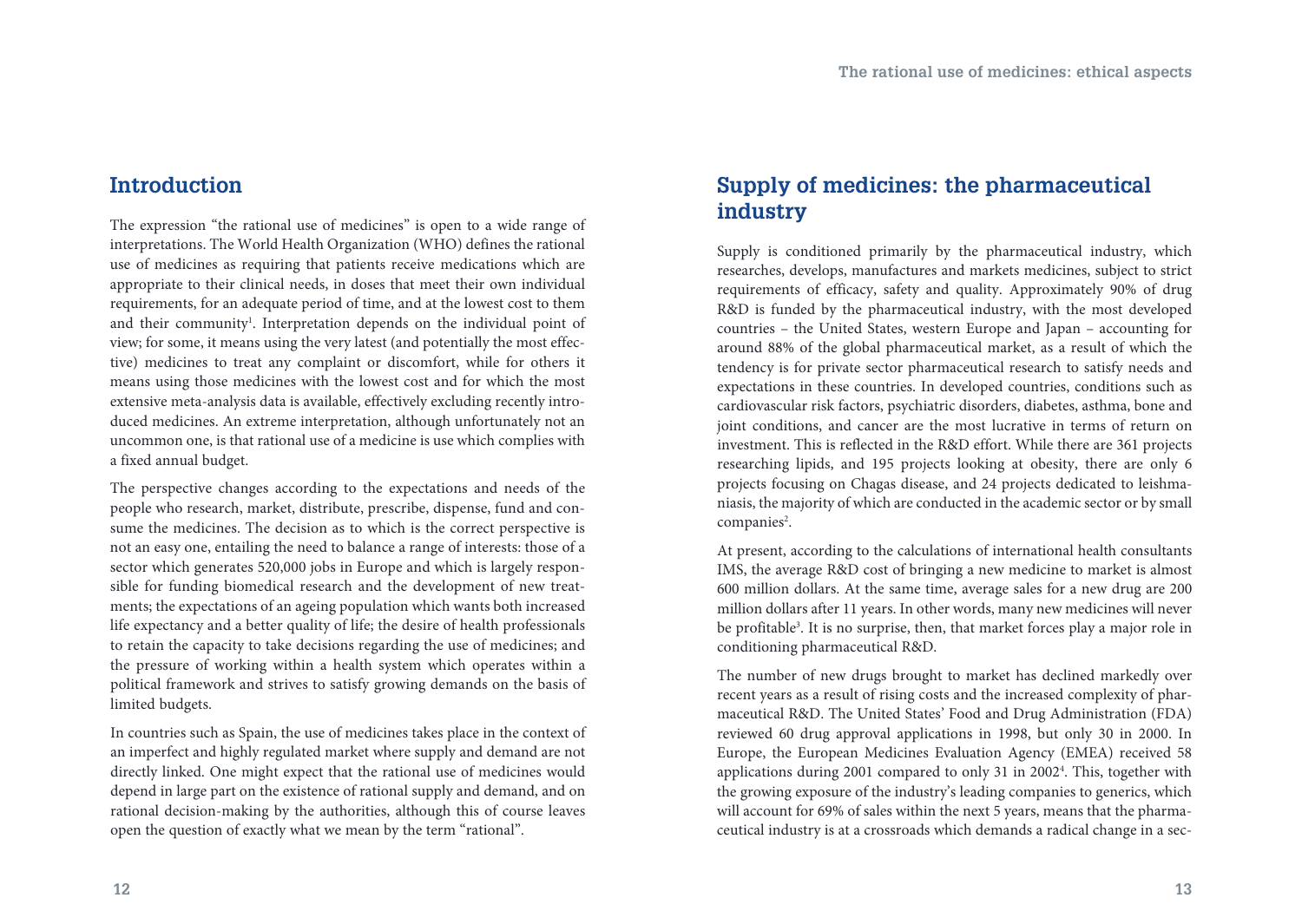## Introduction

The expression "the rational use of medicines" is open to a wide range of interpretations. The World Health Organization (WHO) defines the rational use of medicines as requiring that patients receive medications which are appropriate to their clinical needs, in doses that meet their own individual requirements, for an adequate period of time, and at the lowest cost to them and their community[1]. Interpretation depends on the individual point of view; for some, it means using the very latest (and potentially the most effective) medicines to treat any complaint or discomfort, while for others it means using those medicines with the lowest cost and for which the most extensive meta-analysis data is available, effectively excluding recently introduced medicines. An extreme interpretation, although unfortunately not an uncommon one, is that rational use of a medicine is use which complies with a fixed annual budget.

The perspective changes according to the expectations and needs of the people who research, market, distribute, prescribe, dispense, fund and consume the medicines. The decision as to which is the correct perspective is not an easy one, entailing the need to balance a range of interests: those of a sector which generates 520,000 jobs in Europe and which is largely responsible for funding biomedical research and the development of new treatments; the expectations of an ageing population which wants both increased life expectancy and a better quality of life; the desire of health professionals to retain the capacity to take decisions regarding the use of medicines; and the pressure of working within a health system which operates within a political framework and strives to satisfy growing demands on the basis of limited budgets.

In countries such as Spain, the use of medicines takes place in the context of an imperfect and highly regulated market where supply and demand are not directly linked. One might expect that the rational use of medicines would depend in large part on the existence of rational supply and demand, and on rational decision-making by the authorities, although this of course leaves open the question of exactly what we mean by the term "rational".

## Supply of medicines: the pharmaceutical industry

Supply is conditioned primarily by the pharmaceutical industry, which researches, develops, manufactures and markets medicines, subject to strict requirements of efficacy, safety and quality. Approximately 90% of drug R&D is funded by the pharmaceutical industry, with the most developed countries – the United States, western Europe and Japan – accounting for around 88% of the global pharmaceutical market, as a result of which the tendency is for private sector pharmaceutical research to satisfy needs and expectations in these countries. In developed countries, conditions such as cardiovascular risk factors, psychiatric disorders, diabetes, asthma, bone and joint conditions, and cancer are the most lucrative in terms of return on investment. This is reflected in the R&D effort. While there are 361 projects researching lipids, and 195 projects looking at obesity, there are only 6 projects focusing on Chagas disease, and 24 projects dedicated to leishmaniasis, the majority of which are conducted in the academic sector or by small companies[2].

At present, according to the calculations of international health consultants IMS, the average R&D cost of bringing a new medicine to market is almost 600 million dollars. At the same time, average sales for a new drug are 200 million dollars after 11 years. In other words, many new medicines will never be profitable[3]. It is no surprise, then, that market forces play a major role in conditioning pharmaceutical R&D.

The number of new drugs brought to market has declined markedly over recent years as a result of rising costs and the increased complexity of pharmaceutical R&D. The United States' Food and Drug Administration (FDA) reviewed 60 drug approval applications in 1998, but only 30 in 2000. In Europe, the European Medicines Evaluation Agency (EMEA) received 58 applications during 2001 compared to only 31 in 2002[4]. This, together with the growing exposure of the industry's leading companies to generics, which will account for 69% of sales within the next 5 years, means that the pharmaceutical industry is at a crossroads which demands a radical change in a sec-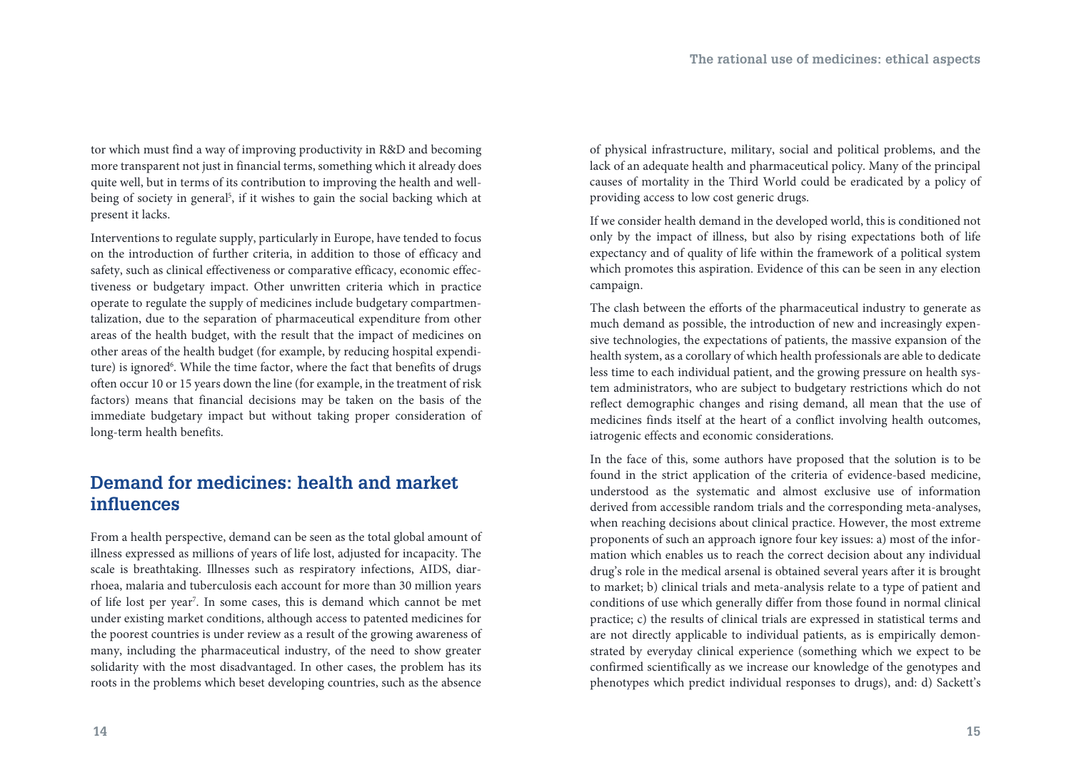tor which must find a way of improving productivity in R&D and becoming more transparent not just in financial terms, something which it already does quite well, but in terms of its contribution to improving the health and well-being of society in general[5], if it wishes to gain the social backing which at present it lacks.

Interventions to regulate supply, particularly in Europe, have tended to focus on the introduction of further criteria, in addition to those of efficacy and safety, such as clinical effectiveness or comparative efficacy, economic effectiveness or budgetary impact. Other unwritten criteria which in practice operate to regulate the supply of medicines include budgetary compartmentalization, due to the separation of pharmaceutical expenditure from other areas of the health budget, with the result that the impact of medicines on other areas of the health budget (for example, by reducing hospital expenditure) is ignored[6]. While the time factor, where the fact that benefits of drugs often occur 10 or 15 years down the line (for example, in the treatment of risk factors) means that financial decisions may be taken on the basis of the immediate budgetary impact but without taking proper consideration of long-term health benefits.

## Demand for medicines: health and market influences

From a health perspective, demand can be seen as the total global amount of illness expressed as millions of years of life lost, adjusted for incapacity. The scale is breathtaking. Illnesses such as respiratory infections, AIDS, diarrhoea, malaria and tuberculosis each account for more than 30 million years of life lost per year[7]. In some cases, this is demand which cannot be met under existing market conditions, although access to patented medicines for the poorest countries is under review as a result of the growing awareness of many, including the pharmaceutical industry, of the need to show greater solidarity with the most disadvantaged. In other cases, the problem has its roots in the problems which beset developing countries, such as the absence of physical infrastructure, military, social and political problems, and the lack of an adequate health and pharmaceutical policy. Many of the principal causes of mortality in the Third World could be eradicated by a policy of providing access to low cost generic drugs.

If we consider health demand in the developed world, this is conditioned not only by the impact of illness, but also by rising expectations both of life expectancy and of quality of life within the framework of a political system which promotes this aspiration. Evidence of this can be seen in any election campaign.

The clash between the efforts of the pharmaceutical industry to generate as much demand as possible, the introduction of new and increasingly expensive technologies, the expectations of patients, the massive expansion of the health system, as a corollary of which health professionals are able to dedicate less time to each individual patient, and the growing pressure on health system administrators, who are subject to budgetary restrictions which do not reflect demographic changes and rising demand, all mean that the use of medicines finds itself at the heart of a conflict involving health outcomes, iatrogenic effects and economic considerations.

In the face of this, some authors have proposed that the solution is to be found in the strict application of the criteria of evidence-based medicine, understood as the systematic and almost exclusive use of information derived from accessible random trials and the corresponding meta-analyses, when reaching decisions about clinical practice. However, the most extreme proponents of such an approach ignore four key issues: a) most of the information which enables us to reach the correct decision about any individual drug's role in the medical arsenal is obtained several years after it is brought to market; b) clinical trials and meta-analysis relate to a type of patient and conditions of use which generally differ from those found in normal clinical practice; c) the results of clinical trials are expressed in statistical terms and are not directly applicable to individual patients, as is empirically demonstrated by everyday clinical experience (something which we expect to be confirmed scientifically as we increase our knowledge of the genotypes and phenotypes which predict individual responses to drugs), and: d) Sackett's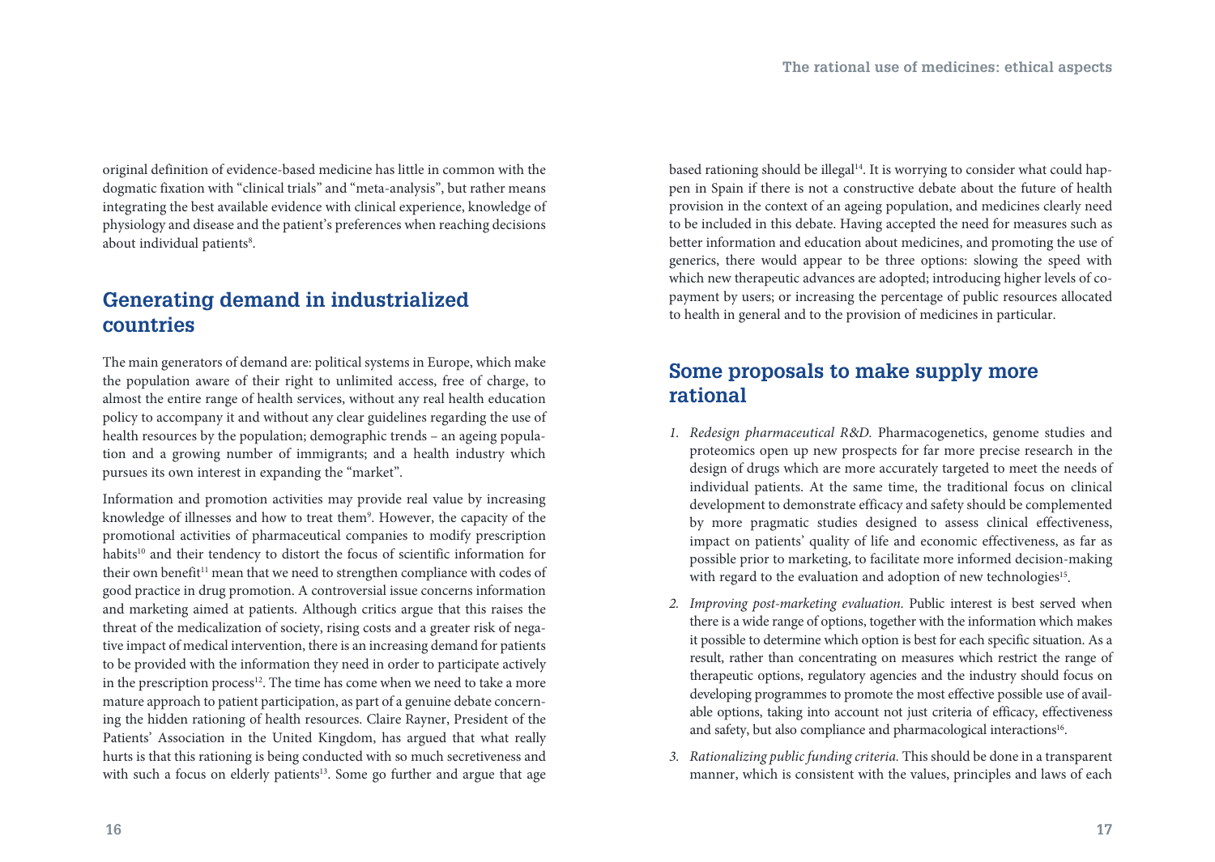original definition of evidence-based medicine has little in common with the dogmatic fixation with "clinical trials" and "meta-analysis", but rather means integrating the best available evidence with clinical experience, knowledge of physiology and disease and the patient's preferences when reaching decisions about individual patients[8].

## Generating demand in industrialized countries

The main generators of demand are: political systems in Europe, which make the population aware of their right to unlimited access, free of charge, to almost the entire range of health services, without any real health education policy to accompany it and without any clear guidelines regarding the use of health resources by the population; demographic trends – an ageing population and a growing number of immigrants; and a health industry which pursues its own interest in expanding the "market".

Information and promotion activities may provide real value by increasing knowledge of illnesses and how to treat them[9]. However, the capacity of the promotional activities of pharmaceutical companies to modify prescription habits[10] and their tendency to distort the focus of scientific information for their own benefit[11] mean that we need to strengthen compliance with codes of good practice in drug promotion. A controversial issue concerns information and marketing aimed at patients. Although critics argue that this raises the threat of the medicalization of society, rising costs and a greater risk of negative impact of medical intervention, there is an increasing demand for patients to be provided with the information they need in order to participate actively in the prescription process[12]. The time has come when we need to take a more mature approach to patient participation, as part of a genuine debate concerning the hidden rationing of health resources. Claire Rayner, President of the Patients' Association in the United Kingdom, has argued that what really hurts is that this rationing is being conducted with so much secretiveness and with such a focus on elderly patients[13]. Some go further and argue that age based rationing should be illegal[14]. It is worrying to consider what could happen in Spain if there is not a constructive debate about the future of health provision in the context of an ageing population, and medicines clearly need to be included in this debate. Having accepted the need for measures such as better information and education about medicines, and promoting the use of generics, there would appear to be three options: slowing the speed with which new therapeutic advances are adopted; introducing higher levels of co-payment by users; or increasing the percentage of public resources allocated to health in general and to the provision of medicines in particular.

## Some proposals to make supply more rational

1. *Redesign pharmaceutical R&D.* Pharmacogenetics, genome studies and proteomics open up new prospects for far more precise research in the design of drugs which are more accurately targeted to meet the needs of individual patients. At the same time, the traditional focus on clinical development to demonstrate efficacy and safety should be complemented by more pragmatic studies designed to assess clinical effectiveness, impact on patients' quality of life and economic effectiveness, as far as possible prior to marketing, to facilitate more informed decision-making with regard to the evaluation and adoption of new technologies[15].

2. *Improving post-marketing evaluation.* Public interest is best served when there is a wide range of options, together with the information which makes it possible to determine which option is best for each specific situation. As a result, rather than concentrating on measures which restrict the range of therapeutic options, regulatory agencies and the industry should focus on developing programmes to promote the most effective possible use of available options, taking into account not just criteria of efficacy, effectiveness and safety, but also compliance and pharmacological interactions[16].

3. *Rationalizing public funding criteria.* This should be done in a transparent manner, which is consistent with the values, principles and laws of each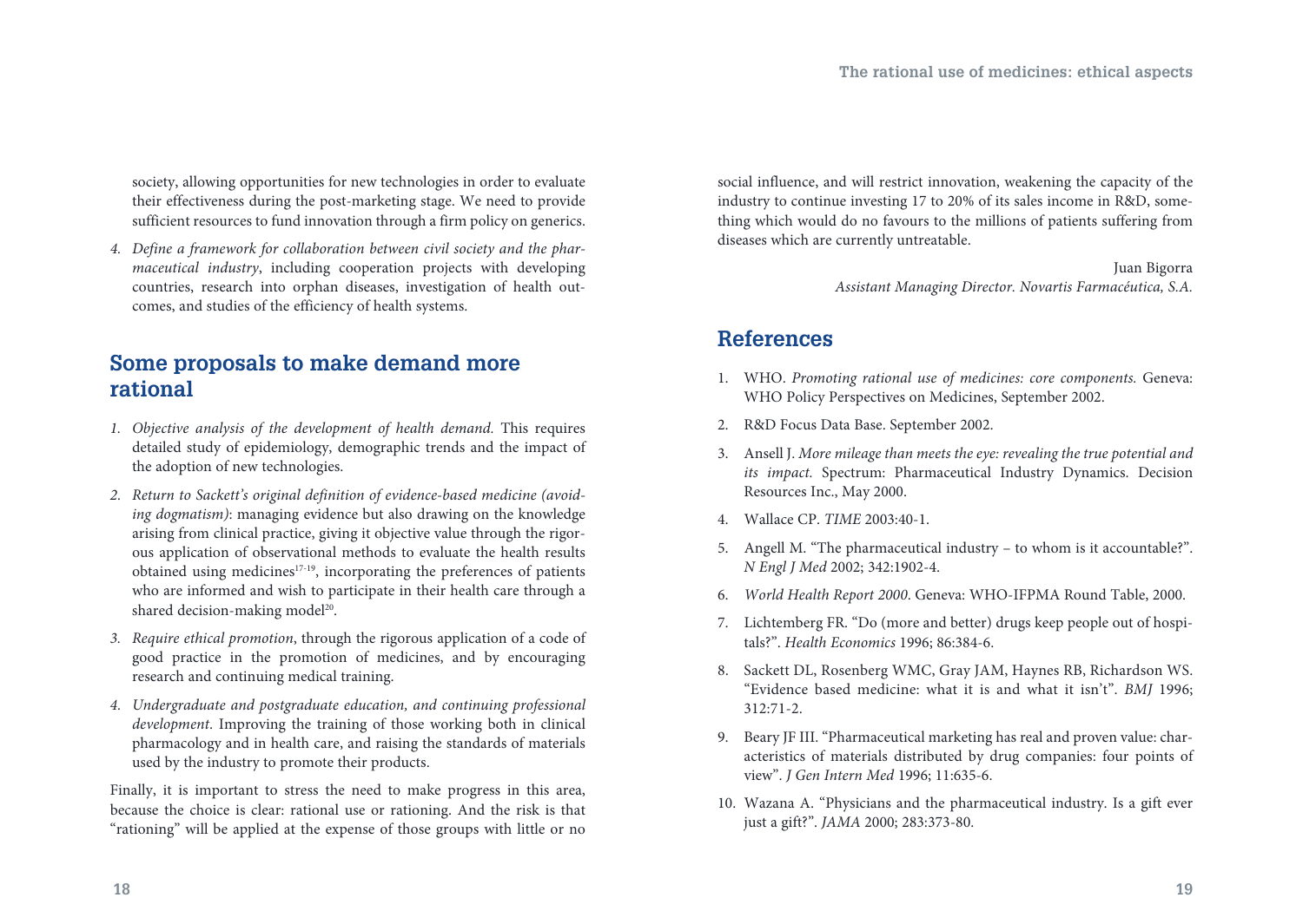society, allowing opportunities for new technologies in order to evaluate their effectiveness during the post-marketing stage. We need to provide sufficient resources to fund innovation through a firm policy on generics.

4. *Define a framework for collaboration between civil society and the pharmaceutical industry*, including cooperation projects with developing countries, research into orphan diseases, investigation of health outcomes, and studies of the efficiency of health systems.

## Some proposals to make demand more rational

1. *Objective analysis of the development of health demand.* This requires detailed study of epidemiology, demographic trends and the impact of the adoption of new technologies.
2. *Return to Sackett's original definition of evidence-based medicine (avoiding dogmatism)*: managing evidence but also drawing on the knowledge arising from clinical practice, giving it objective value through the rigorous application of observational methods to evaluate the health results obtained using medicines[17-19], incorporating the preferences of patients who are informed and wish to participate in their health care through a shared decision-making model[20].
3. *Require ethical promotion*, through the rigorous application of a code of good practice in the promotion of medicines, and by encouraging research and continuing medical training.
4. *Undergraduate and postgraduate education, and continuing professional development.* Improving the training of those working both in clinical pharmacology and in health care, and raising the standards of materials used by the industry to promote their products.

Finally, it is important to stress the need to make progress in this area, because the choice is clear: rational use or rationing. And the risk is that "rationing" will be applied at the expense of those groups with little or no social influence, and will restrict innovation, weakening the capacity of the industry to continue investing 17 to 20% of its sales income in R&D, something which would do no favours to the millions of patients suffering from diseases which are currently untreatable.

Juan Bigorra
*Assistant Managing Director. Novartis Farmacéutica, S.A.*

## References

1. WHO. *Promoting rational use of medicines: core components.* Geneva: WHO Policy Perspectives on Medicines, September 2002.
2. R&D Focus Data Base. September 2002.
3. Ansell J. *More mileage than meets the eye: revealing the true potential and its impact.* Spectrum: Pharmaceutical Industry Dynamics. Decision Resources Inc., May 2000.
4. Wallace CP. *TIME* 2003:40-1.
5. Angell M. "The pharmaceutical industry – to whom is it accountable?". *N Engl J Med* 2002; 342:1902-4.
6. *World Health Report 2000.* Geneva: WHO-IFPMA Round Table, 2000.
7. Lichtenberg FR. "Do (more and better) drugs keep people out of hospitals?". *Health Economics* 1996; 86:384-6.
8. Sackett DL, Rosenberg WMC, Gray JAM, Haynes RB, Richardson WS. "Evidence based medicine: what it is and what it isn't". *BMJ* 1996; 312:71-2.
9. Beary JF III. "Pharmaceutical marketing has real and proven value: characteristics of materials distributed by drug companies: four points of view". *J Gen Intern Med* 1996; 11:635-6.
10. Wazana A. "Physicians and the pharmaceutical industry. Is a gift ever just a gift?". *JAMA* 2000; 283:373-80.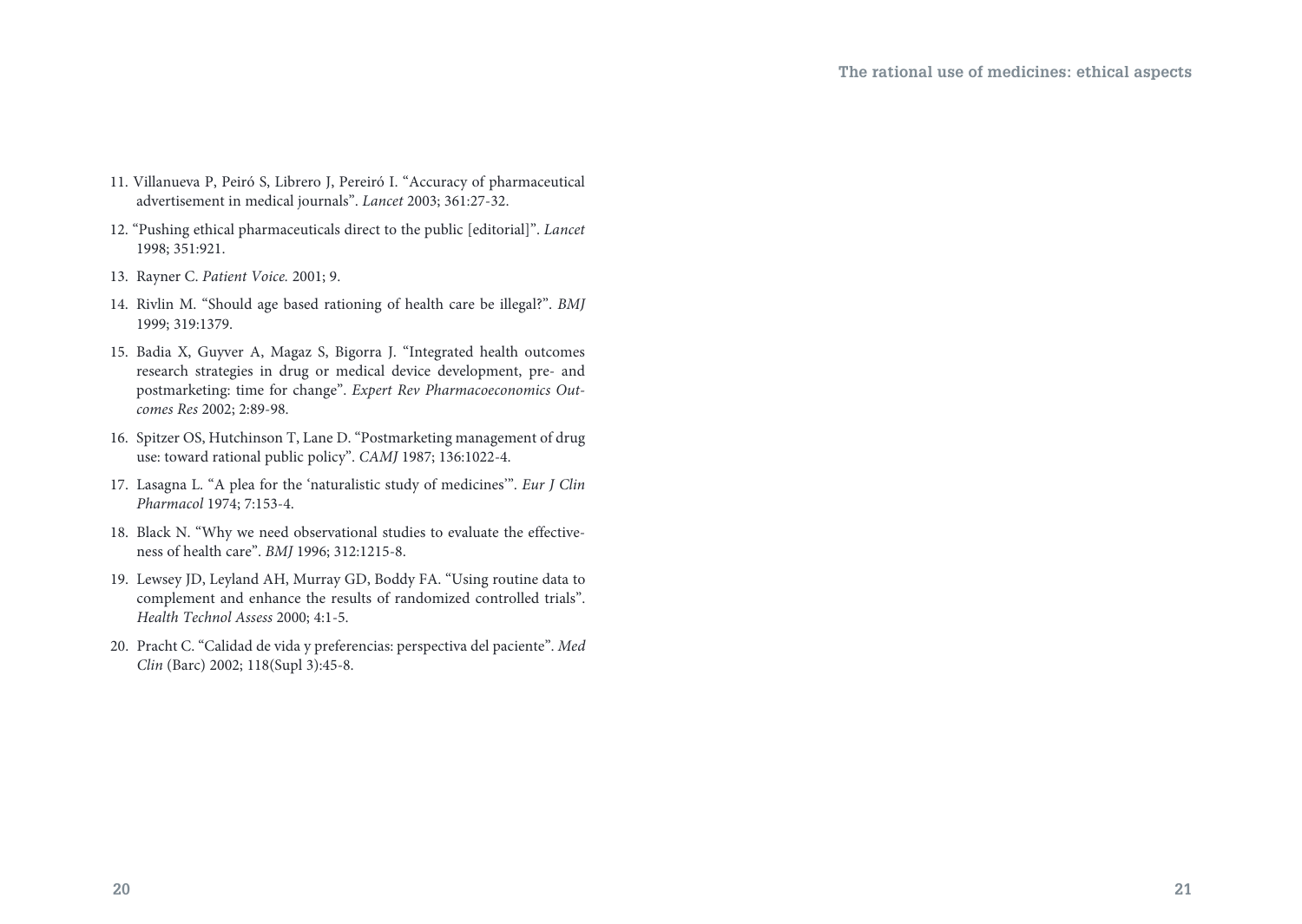11. Villanueva P, Peiró S, Librero J, Pereiró I. "Accuracy of pharmaceutical advertisement in medical journals". *Lancet* 2003; 361:27-32.
12. "Pushing ethical pharmaceuticals direct to the public [editorial]". *Lancet* 1998; 351:921.
13. Rayner C. *Patient Voice.* 2001; 9.
14. Rivlin M. "Should age based rationing of health care be illegal?". *BMJ* 1999; 319:1379.
15. Badia X, Guyver A, Magaz S, Bigorra J. "Integrated health outcomes research strategies in drug or medical device development, pre- and postmarketing: time for change". *Expert Rev Pharmacoeconomics Outcomes Res* 2002; 2:89-98.
16. Spitzer OS, Hutchinson T, Lane D. "Postmarketing management of drug use: toward rational public policy". *CAMJ* 1987; 136:1022-4.
17. Lasagna L. "A plea for the 'naturalistic study of medicines'". *Eur J Clin Pharmacol* 1974; 7:153-4.
18. Black N. "Why we need observational studies to evaluate the effectiveness of health care". *BMJ* 1996; 312:1215-8.
19. Lewsey JD, Leyland AH, Murray GD, Boddy FA. "Using routine data to complement and enhance the results of randomized controlled trials". *Health Technol Assess* 2000; 4:1-5.
20. Pracht C. "Calidad de vida y preferencias: perspectiva del paciente". *Med Clin* (Barc) 2002; 118(Supl 3):45-8.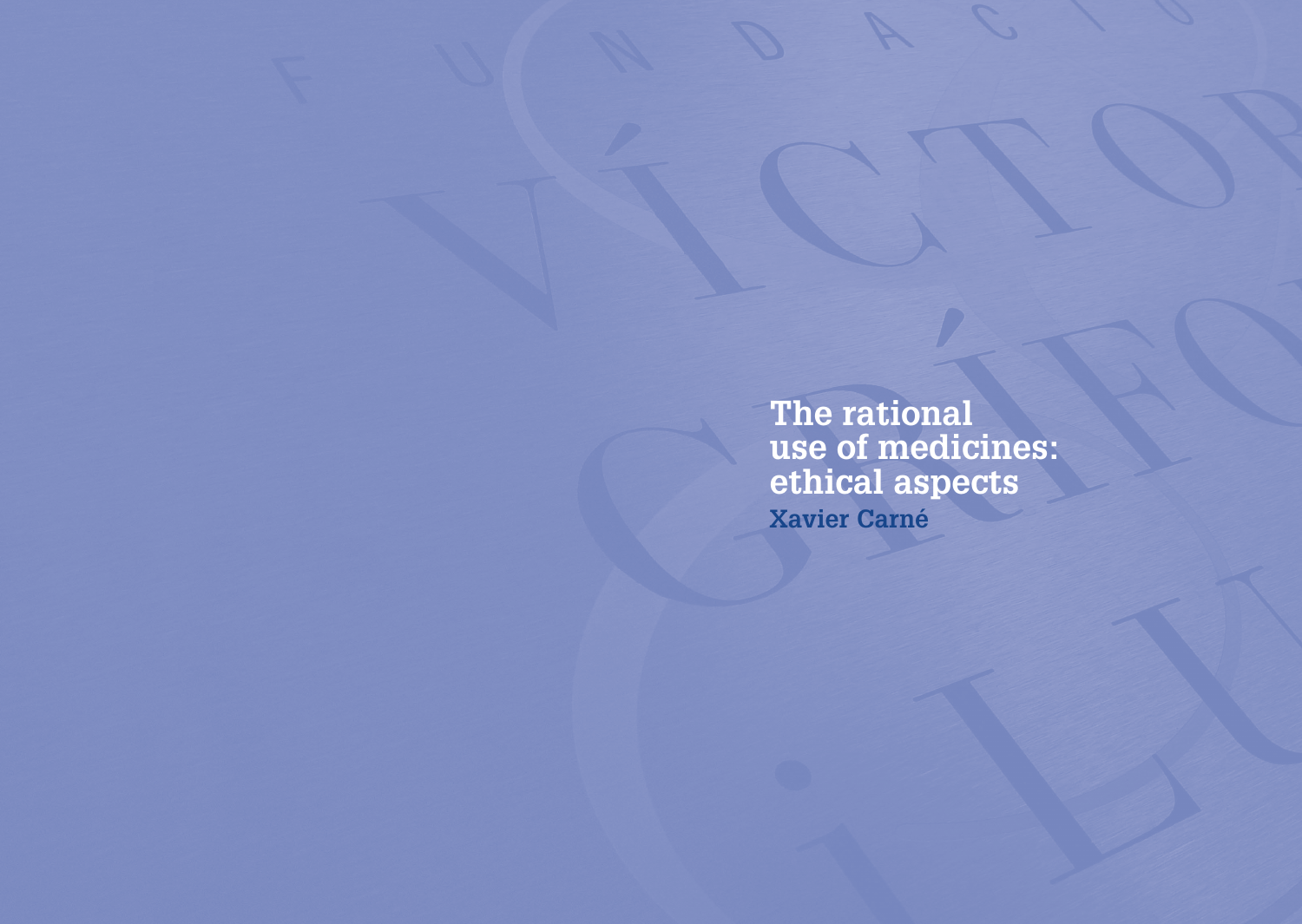# The rational use of medicines: ethical aspects

**Xavier Carné**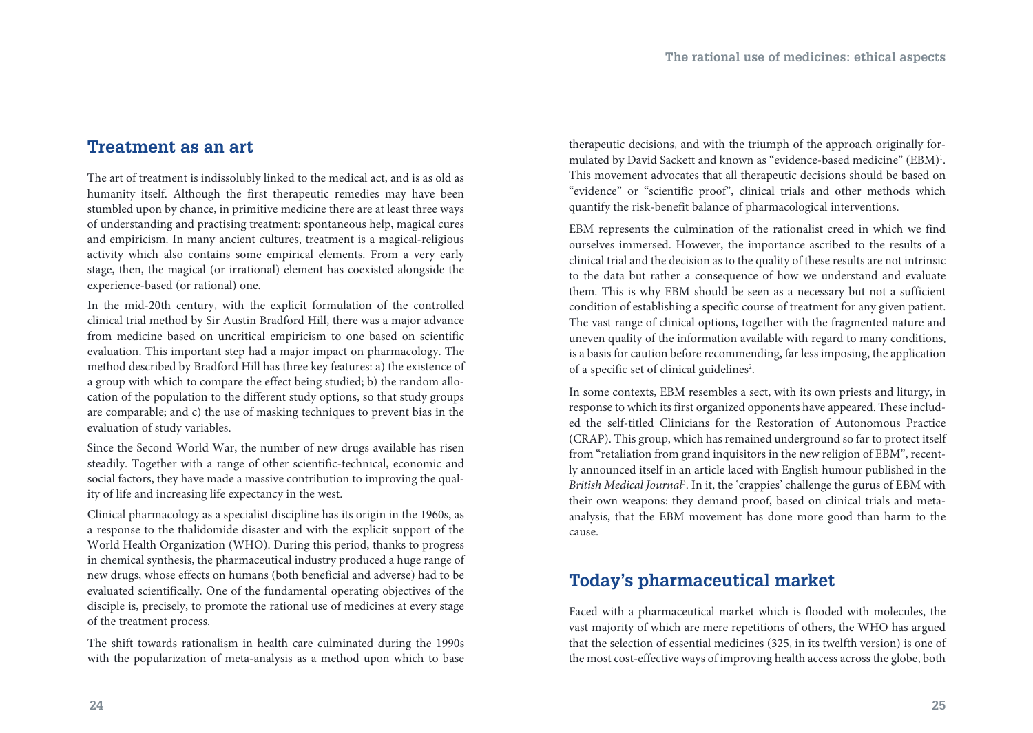## Treatment as an art

The art of treatment is indissolubly linked to the medical act, and is as old as humanity itself. Although the first therapeutic remedies may have been stumbled upon by chance, in primitive medicine there are at least three ways of understanding and practising treatment: spontaneous help, magical cures and empiricism. In many ancient cultures, treatment is a magical-religious activity which also contains some empirical elements. From a very early stage, then, the magical (or irrational) element has coexisted alongside the experience-based (or rational) one.

In the mid-20th century, with the explicit formulation of the controlled clinical trial method by Sir Austin Bradford Hill, there was a major advance from medicine based on uncritical empiricism to one based on scientific evaluation. This important step had a major impact on pharmacology. The method described by Bradford Hill has three key features: a) the existence of a group with which to compare the effect being studied; b) the random allocation of the population to the different study options, so that study groups are comparable; and c) the use of masking techniques to prevent bias in the evaluation of study variables.

Since the Second World War, the number of new drugs available has risen steadily. Together with a range of other scientific-technical, economic and social factors, they have made a massive contribution to improving the quality of life and increasing life expectancy in the west.

Clinical pharmacology as a specialist discipline has its origin in the 1960s, as a response to the thalidomide disaster and with the explicit support of the World Health Organization (WHO). During this period, thanks to progress in chemical synthesis, the pharmaceutical industry produced a huge range of new drugs, whose effects on humans (both beneficial and adverse) had to be evaluated scientifically. One of the fundamental operating objectives of the disciple is, precisely, to promote the rational use of medicines at every stage of the treatment process.

The shift towards rationalism in health care culminated during the 1990s with the popularization of meta-analysis as a method upon which to base therapeutic decisions, and with the triumph of the approach originally formulated by David Sackett and known as "evidence-based medicine" (EBM)[1]. This movement advocates that all therapeutic decisions should be based on "evidence" or "scientific proof", clinical trials and other methods which quantify the risk-benefit balance of pharmacological interventions.

EBM represents the culmination of the rationalist creed in which we find ourselves immersed. However, the importance ascribed to the results of a clinical trial and the decision as to the quality of these results are not intrinsic to the data but rather a consequence of how we understand and evaluate them. This is why EBM should be seen as a necessary but not a sufficient condition of establishing a specific course of treatment for any given patient. The vast range of clinical options, together with the fragmented nature and uneven quality of the information available with regard to many conditions, is a basis for caution before recommending, far less imposing, the application of a specific set of clinical guidelines[2].

In some contexts, EBM resembles a sect, with its own priests and liturgy, in response to which its first organized opponents have appeared. These included the self-titled Clinicians for the Restoration of Autonomous Practice (CRAP). This group, which has remained underground so far to protect itself from "retaliation from grand inquisitors in the new religion of EBM", recently announced itself in an article laced with English humour published in the *British Medical Journal*[3]. In it, the 'crappies' challenge the gurus of EBM with their own weapons: they demand proof, based on clinical trials and meta-analysis, that the EBM movement has done more good than harm to the cause.

## Today's pharmaceutical market

Faced with a pharmaceutical market which is flooded with molecules, the vast majority of which are mere repetitions of others, the WHO has argued that the selection of essential medicines (325, in its twelfth version) is one of the most cost-effective ways of improving health access across the globe, both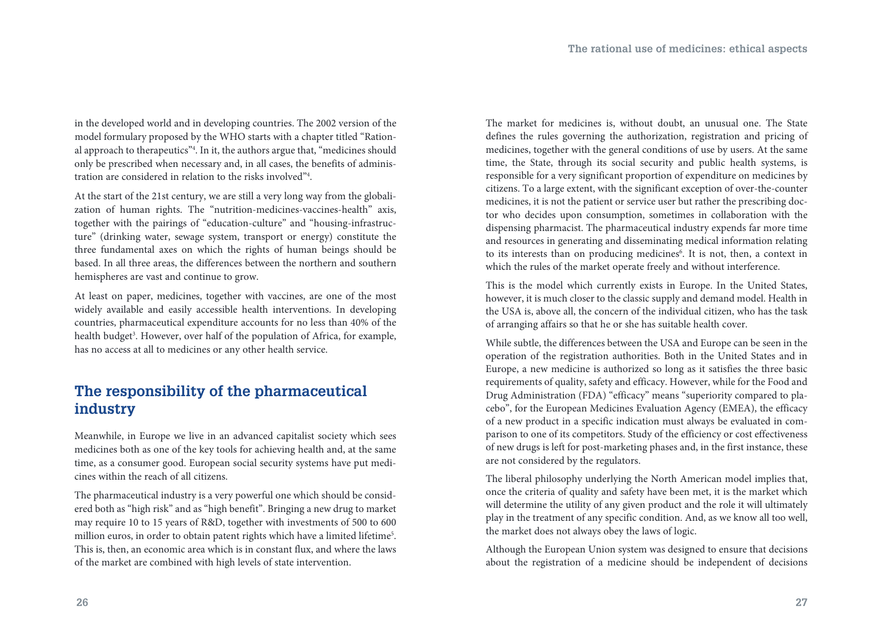in the developed world and in developing countries. The 2002 version of the model formulary proposed by the WHO starts with a chapter titled "Rational approach to therapeutics"[4]. In it, the authors argue that, "medicines should only be prescribed when necessary and, in all cases, the benefits of administration are considered in relation to the risks involved"[4].

At the start of the 21st century, we are still a very long way from the globalization of human rights. The "nutrition-medicines-vaccines-health" axis, together with the pairings of "education-culture" and "housing-infrastructure" (drinking water, sewage system, transport or energy) constitute the three fundamental axes on which the rights of human beings should be based. In all three areas, the differences between the northern and southern hemispheres are vast and continue to grow.

At least on paper, medicines, together with vaccines, are one of the most widely available and easily accessible health interventions. In developing countries, pharmaceutical expenditure accounts for no less than 40% of the health budget[3]. However, over half of the population of Africa, for example, has no access at all to medicines or any other health service.

## The responsibility of the pharmaceutical industry

Meanwhile, in Europe we live in an advanced capitalist society which sees medicines both as one of the key tools for achieving health and, at the same time, as a consumer good. European social security systems have put medicines within the reach of all citizens.

The pharmaceutical industry is a very powerful one which should be considered both as "high risk" and as "high benefit". Bringing a new drug to market may require 10 to 15 years of R&D, together with investments of 500 to 600 million euros, in order to obtain patent rights which have a limited lifetime[5]. This is, then, an economic area which is in constant flux, and where the laws of the market are combined with high levels of state intervention.

The market for medicines is, without doubt, an unusual one. The State defines the rules governing the authorization, registration and pricing of medicines, together with the general conditions of use by users. At the same time, the State, through its social security and public health systems, is responsible for a very significant proportion of expenditure on medicines by citizens. To a large extent, with the significant exception of over-the-counter medicines, it is not the patient or service user but rather the prescribing doctor who decides upon consumption, sometimes in collaboration with the dispensing pharmacist. The pharmaceutical industry expends far more time and resources in generating and disseminating medical information relating to its interests than on producing medicines[6]. It is not, then, a context in which the rules of the market operate freely and without interference.

This is the model which currently exists in Europe. In the United States, however, it is much closer to the classic supply and demand model. Health in the USA is, above all, the concern of the individual citizen, who has the task of arranging affairs so that he or she has suitable health cover.

While subtle, the differences between the USA and Europe can be seen in the operation of the registration authorities. Both in the United States and in Europe, a new medicine is authorized so long as it satisfies the three basic requirements of quality, safety and efficacy. However, while for the Food and Drug Administration (FDA) "efficacy" means "superiority compared to placebo", for the European Medicines Evaluation Agency (EMEA), the efficacy of a new product in a specific indication must always be evaluated in comparison to one of its competitors. Study of the efficiency or cost effectiveness of new drugs is left for post-marketing phases and, in the first instance, these are not considered by the regulators.

The liberal philosophy underlying the North American model implies that, once the criteria of quality and safety have been met, it is the market which will determine the utility of any given product and the role it will ultimately play in the treatment of any specific condition. And, as we know all too well, the market does not always obey the laws of logic.

Although the European Union system was designed to ensure that decisions about the registration of a medicine should be independent of decisions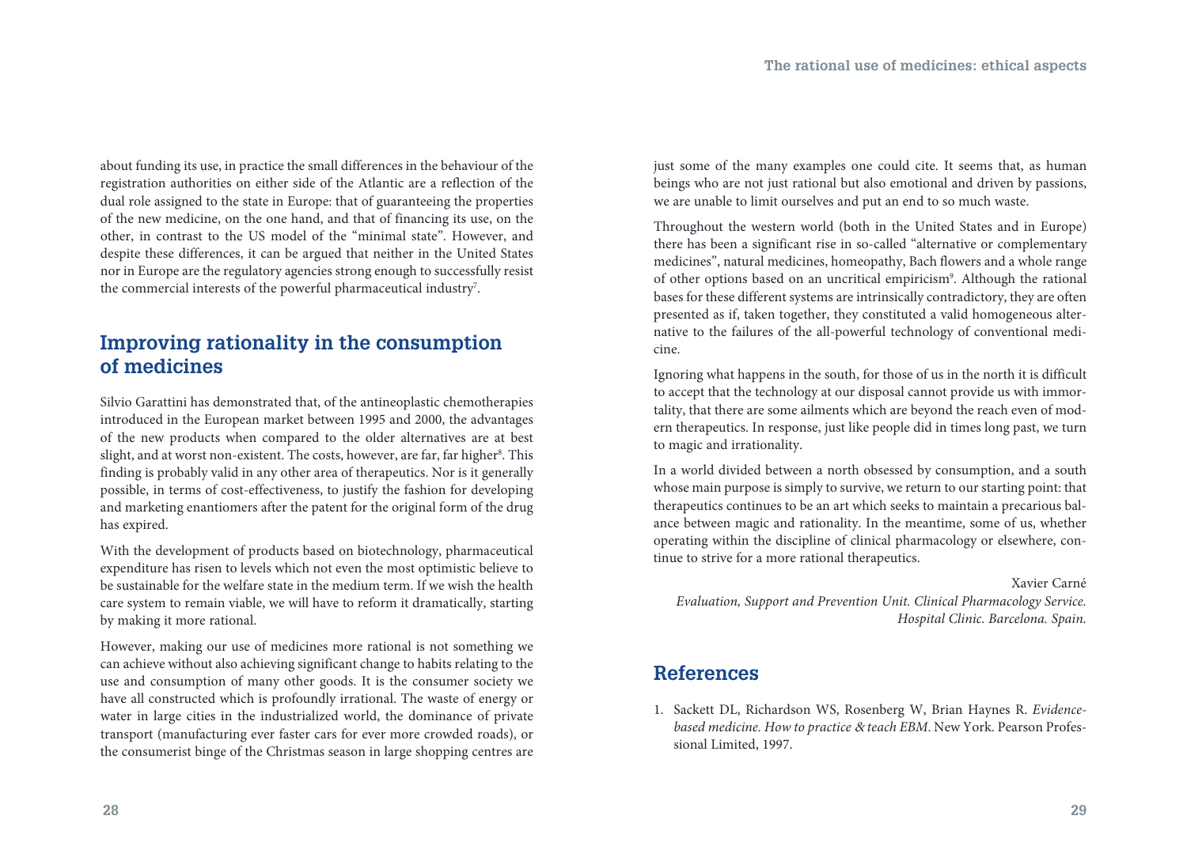about funding its use, in practice the small differences in the behaviour of the registration authorities on either side of the Atlantic are a reflection of the dual role assigned to the state in Europe: that of guaranteeing the properties of the new medicine, on the one hand, and that of financing its use, on the other, in contrast to the US model of the "minimal state". However, and despite these differences, it can be argued that neither in the United States nor in Europe are the regulatory agencies strong enough to successfully resist the commercial interests of the powerful pharmaceutical industry[7].

## Improving rationality in the consumption of medicines

Silvio Garattini has demonstrated that, of the antineoplastic chemotherapies introduced in the European market between 1995 and 2000, the advantages of the new products when compared to the older alternatives are at best slight, and at worst non-existent. The costs, however, are far, far higher[8]. This finding is probably valid in any other area of therapeutics. Nor is it generally possible, in terms of cost-effectiveness, to justify the fashion for developing and marketing enantiomers after the patent for the original form of the drug has expired.

With the development of products based on biotechnology, pharmaceutical expenditure has risen to levels which not even the most optimistic believe to be sustainable for the welfare state in the medium term. If we wish the health care system to remain viable, we will have to reform it dramatically, starting by making it more rational.

However, making our use of medicines more rational is not something we can achieve without also achieving significant change to habits relating to the use and consumption of many other goods. It is the consumer society we have all constructed which is profoundly irrational. The waste of energy or water in large cities in the industrialized world, the dominance of private transport (manufacturing ever faster cars for ever more crowded roads), or the consumerist binge of the Christmas season in large shopping centres are just some of the many examples one could cite. It seems that, as human beings who are not just rational but also emotional and driven by passions, we are unable to limit ourselves and put an end to so much waste.

Throughout the western world (both in the United States and in Europe) there has been a significant rise in so-called "alternative or complementary medicines", natural medicines, homeopathy, Bach flowers and a whole range of other options based on an uncritical empiricism[9]. Although the rational bases for these different systems are intrinsically contradictory, they are often presented as if, taken together, they constituted a valid homogeneous alternative to the failures of the all-powerful technology of conventional medicine.

Ignoring what happens in the south, for those of us in the north it is difficult to accept that the technology at our disposal cannot provide us with immortality, that there are some ailments which are beyond the reach even of modern therapeutics. In response, just like people did in times long past, we turn to magic and irrationality.

In a world divided between a north obsessed by consumption, and a south whose main purpose is simply to survive, we return to our starting point: that therapeutics continues to be an art which seeks to maintain a precarious balance between magic and rationality. In the meantime, some of us, whether operating within the discipline of clinical pharmacology or elsewhere, continue to strive for a more rational therapeutics.

Xavier Carné
*Evaluation, Support and Prevention Unit. Clinical Pharmacology Service. Hospital Clinic. Barcelona. Spain.*

## References

1. Sackett DL, Richardson WS, Rosenberg W, Brian Haynes R. *Evidence-based medicine. How to practice & teach EBM*. New York. Pearson Professional Limited, 1997.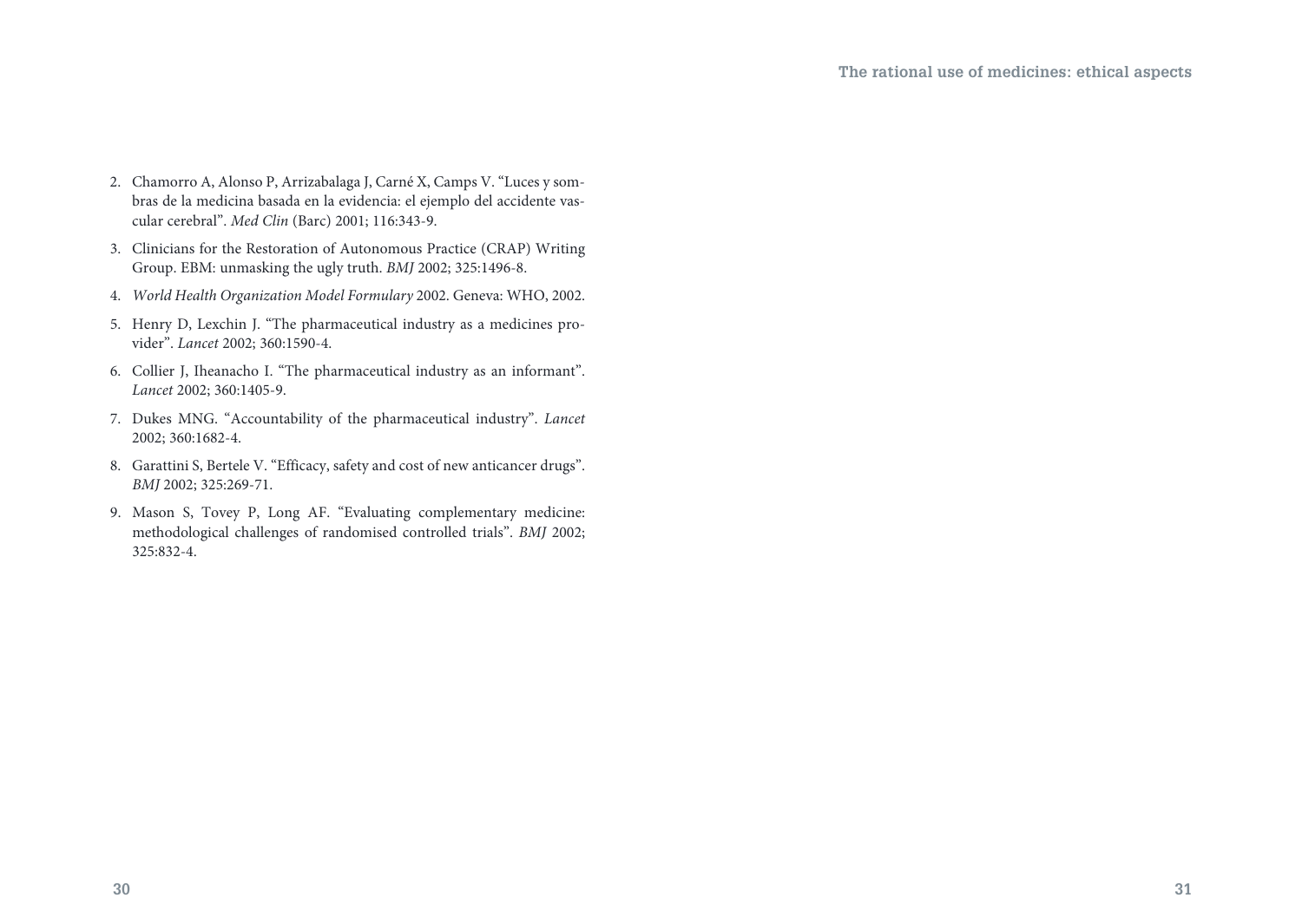2. Chamorro A, Alonso P, Arrizabalaga J, Carné X, Camps V. "Luces y sombras de la medicina basada en la evidencia: el ejemplo del accidente vascular cerebral". *Med Clin* (Barc) 2001; 116:343-9.
3. Clinicians for the Restoration of Autonomous Practice (CRAP) Writing Group. EBM: unmasking the ugly truth. *BMJ* 2002; 325:1496-8.
4. *World Health Organization Model Formulary* 2002. Geneva: WHO, 2002.
5. Henry D, Lexchin J. "The pharmaceutical industry as a medicines provider". *Lancet* 2002; 360:1590-4.
6. Collier J, Iheanacho I. "The pharmaceutical industry as an informant". *Lancet* 2002; 360:1405-9.
7. Dukes MNG. "Accountability of the pharmaceutical industry". *Lancet* 2002; 360:1682-4.
8. Garattini S, Bertele V. "Efficacy, safety and cost of new anticancer drugs". *BMJ* 2002; 325:269-71.
9. Mason S, Tovey P, Long AF. "Evaluating complementary medicine: methodological challenges of randomised controlled trials". *BMJ* 2002; 325:832-4.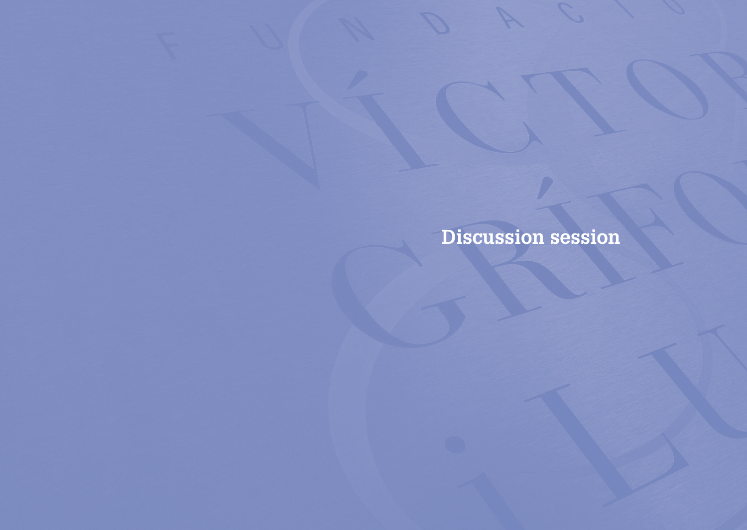# Discussion session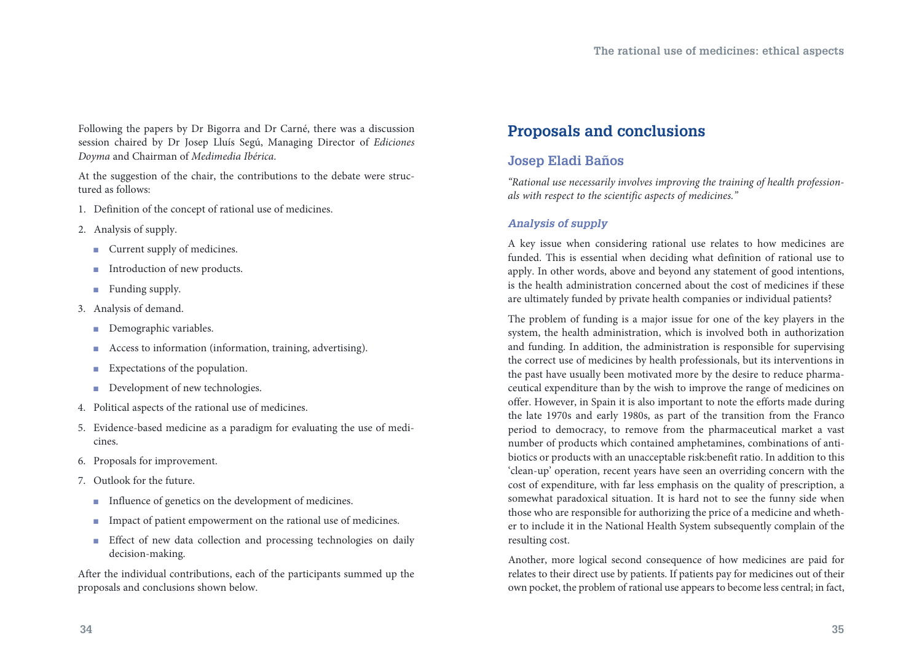Following the papers by Dr Bigorra and Dr Carné, there was a discussion session chaired by Dr Josep Lluís Segú, Managing Director of *Ediciones Doyma* and Chairman of *Medimedia Ibérica*.

At the suggestion of the chair, the contributions to the debate were structured as follows:

1. Definition of the concept of rational use of medicines.
2. Analysis of supply.
   - Current supply of medicines.
   - Introduction of new products.
   - Funding supply.
3. Analysis of demand.
   - Demographic variables.
   - Access to information (information, training, advertising).
   - Expectations of the population.
   - Development of new technologies.
4. Political aspects of the rational use of medicines.
5. Evidence-based medicine as a paradigm for evaluating the use of medicines.
6. Proposals for improvement.
7. Outlook for the future.
   - Influence of genetics on the development of medicines.
   - Impact of patient empowerment on the rational use of medicines.
   - Effect of new data collection and processing technologies on daily decision-making.

After the individual contributions, each of the participants summed up the proposals and conclusions shown below.

# Proposals and conclusions

## Josep Eladi Baños

*"Rational use necessarily involves improving the training of health professionals with respect to the scientific aspects of medicines."*

### *Analysis of supply*

A key issue when considering rational use relates to how medicines are funded. This is essential when deciding what definition of rational use to apply. In other words, above and beyond any statement of good intentions, is the health administration concerned about the cost of medicines if these are ultimately funded by private health companies or individual patients?

The problem of funding is a major issue for one of the key players in the system, the health administration, which is involved both in authorization and funding. In addition, the administration is responsible for supervising the correct use of medicines by health professionals, but its interventions in the past have usually been motivated more by the desire to reduce pharmaceutical expenditure than by the wish to improve the range of medicines on offer. However, in Spain it is also important to note the efforts made during the late 1970s and early 1980s, as part of the transition from the Franco period to democracy, to remove from the pharmaceutical market a vast number of products which contained amphetamines, combinations of antibiotics or products with an unacceptable risk:benefit ratio. In addition to this 'clean-up' operation, recent years have seen an overriding concern with the cost of expenditure, with far less emphasis on the quality of prescription, a somewhat paradoxical situation. It is hard not to see the funny side when those who are responsible for authorizing the price of a medicine and whether to include it in the National Health System subsequently complain of the resulting cost.

Another, more logical second consequence of how medicines are paid for relates to their direct use by patients. If patients pay for medicines out of their own pocket, the problem of rational use appears to become less central; in fact,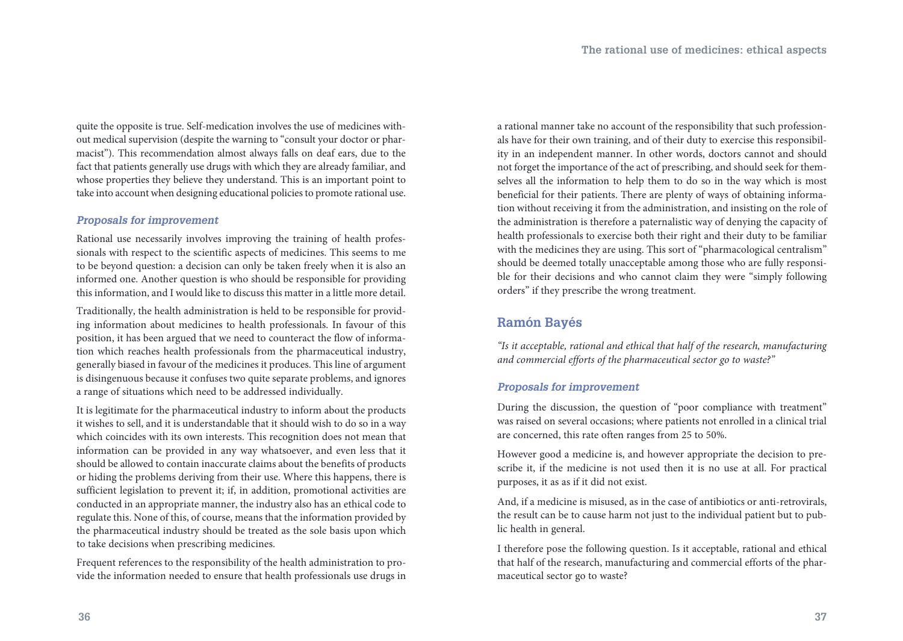quite the opposite is true. Self-medication involves the use of medicines without medical supervision (despite the warning to "consult your doctor or pharmacist"). This recommendation almost always falls on deaf ears, due to the fact that patients generally use drugs with which they are already familiar, and whose properties they believe they understand. This is an important point to take into account when designing educational policies to promote rational use.

### *Proposals for improvement*

Rational use necessarily involves improving the training of health professionals with respect to the scientific aspects of medicines. This seems to me to be beyond question: a decision can only be taken freely when it is also an informed one. Another question is who should be responsible for providing this information, and I would like to discuss this matter in a little more detail.

Traditionally, the health administration is held to be responsible for providing information about medicines to health professionals. In favour of this position, it has been argued that we need to counteract the flow of information which reaches health professionals from the pharmaceutical industry, generally biased in favour of the medicines it produces. This line of argument is disingenuous because it confuses two quite separate problems, and ignores a range of situations which need to be addressed individually.

It is legitimate for the pharmaceutical industry to inform about the products it wishes to sell, and it is understandable that it should wish to do so in a way which coincides with its own interests. This recognition does not mean that information can be provided in any way whatsoever, and even less that it should be allowed to contain inaccurate claims about the benefits of products or hiding the problems deriving from their use. Where this happens, there is sufficient legislation to prevent it; if, in addition, promotional activities are conducted in an appropriate manner, the industry also has an ethical code to regulate this. None of this, of course, means that the information provided by the pharmaceutical industry should be treated as the sole basis upon which to take decisions when prescribing medicines.

Frequent references to the responsibility of the health administration to provide the information needed to ensure that health professionals use drugs in a rational manner take no account of the responsibility that such professionals have for their own training, and of their duty to exercise this responsibility in an independent manner. In other words, doctors cannot and should not forget the importance of the act of prescribing, and should seek for themselves all the information to help them to do so in the way which is most beneficial for their patients. There are plenty of ways of obtaining information without receiving it from the administration, and insisting on the role of the administration is therefore a paternalistic way of denying the capacity of health professionals to exercise both their right and their duty to be familiar with the medicines they are using. This sort of "pharmacological centralism" should be deemed totally unacceptable among those who are fully responsible for their decisions and who cannot claim they were "simply following orders" if they prescribe the wrong treatment.

## Ramón Bayés

*"Is it acceptable, rational and ethical that half of the research, manufacturing and commercial efforts of the pharmaceutical sector go to waste?"*

### *Proposals for improvement*

During the discussion, the question of "poor compliance with treatment" was raised on several occasions; where patients not enrolled in a clinical trial are concerned, this rate often ranges from 25 to 50%.

However good a medicine is, and however appropriate the decision to prescribe it, if the medicine is not used then it is no use at all. For practical purposes, it as as if it did not exist.

And, if a medicine is misused, as in the case of antibiotics or anti-retrovirals, the result can be to cause harm not just to the individual patient but to public health in general.

I therefore pose the following question. Is it acceptable, rational and ethical that half of the research, manufacturing and commercial efforts of the pharmaceutical sector go to waste?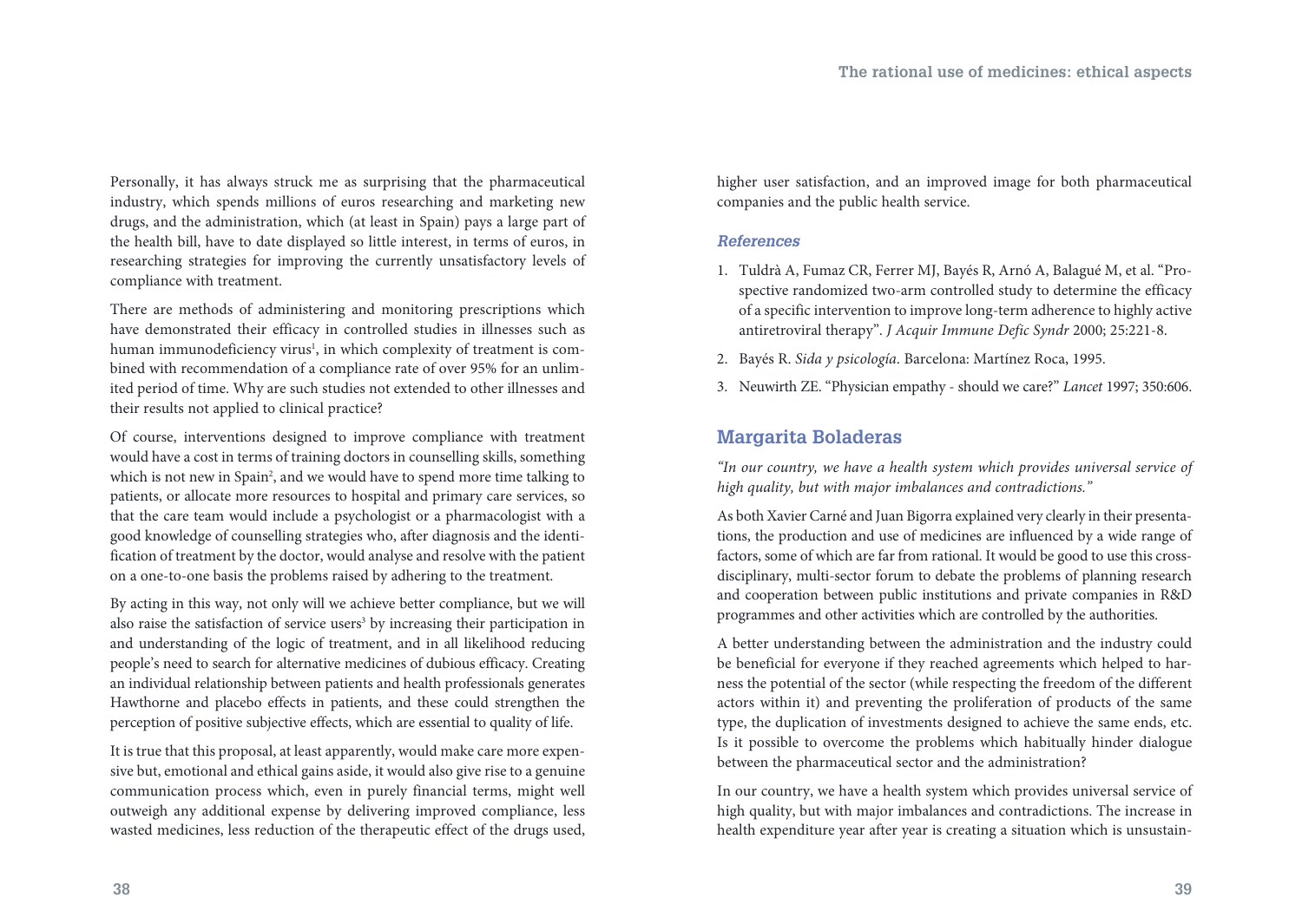Personally, it has always struck me as surprising that the pharmaceutical industry, which spends millions of euros researching and marketing new drugs, and the administration, which (at least in Spain) pays a large part of the health bill, have to date displayed so little interest, in terms of euros, in researching strategies for improving the currently unsatisfactory levels of compliance with treatment.

There are methods of administering and monitoring prescriptions which have demonstrated their efficacy in controlled studies in illnesses such as human immunodeficiency virus[1], in which complexity of treatment is combined with recommendation of a compliance rate of over 95% for an unlimited period of time. Why are such studies not extended to other illnesses and their results not applied to clinical practice?

Of course, interventions designed to improve compliance with treatment would have a cost in terms of training doctors in counselling skills, something which is not new in Spain[2], and we would have to spend more time talking to patients, or allocate more resources to hospital and primary care services, so that the care team would include a psychologist or a pharmacologist with a good knowledge of counselling strategies who, after diagnosis and the identification of treatment by the doctor, would analyse and resolve with the patient on a one-to-one basis the problems raised by adhering to the treatment.

By acting in this way, not only will we achieve better compliance, but we will also raise the satisfaction of service users[3] by increasing their participation in and understanding of the logic of treatment, and in all likelihood reducing people's need to search for alternative medicines of dubious efficacy. Creating an individual relationship between patients and health professionals generates Hawthorne and placebo effects in patients, and these could strengthen the perception of positive subjective effects, which are essential to quality of life.

It is true that this proposal, at least apparently, would make care more expensive but, emotional and ethical gains aside, it would also give rise to a genuine communication process which, even in purely financial terms, might well outweigh any additional expense by delivering improved compliance, less wasted medicines, less reduction of the therapeutic effect of the drugs used, higher user satisfaction, and an improved image for both pharmaceutical companies and the public health service.

### References

1. Tuldrà A, Fumaz CR, Ferrer MJ, Bayés R, Arnó A, Balagué M, et al. "Prospective randomized two-arm controlled study to determine the efficacy of a specific intervention to improve long-term adherence to highly active antiretroviral therapy". *J Acquir Immune Defic Syndr* 2000; 25:221-8.
2. Bayés R. *Sida y psicología*. Barcelona: Martínez Roca, 1995.
3. Neuwirth ZE. "Physician empathy - should we care?" *Lancet* 1997; 350:606.

## Margarita Boladeras

*"In our country, we have a health system which provides universal service of high quality, but with major imbalances and contradictions."*

As both Xavier Carné and Juan Bigorra explained very clearly in their presentations, the production and use of medicines are influenced by a wide range of factors, some of which are far from rational. It would be good to use this cross-disciplinary, multi-sector forum to debate the problems of planning research and cooperation between public institutions and private companies in R&D programmes and other activities which are controlled by the authorities.

A better understanding between the administration and the industry could be beneficial for everyone if they reached agreements which helped to harness the potential of the sector (while respecting the freedom of the different actors within it) and preventing the proliferation of products of the same type, the duplication of investments designed to achieve the same ends, etc. Is it possible to overcome the problems which habitually hinder dialogue between the pharmaceutical sector and the administration?

In our country, we have a health system which provides universal service of high quality, but with major imbalances and contradictions. The increase in health expenditure year after year is creating a situation which is unsustain-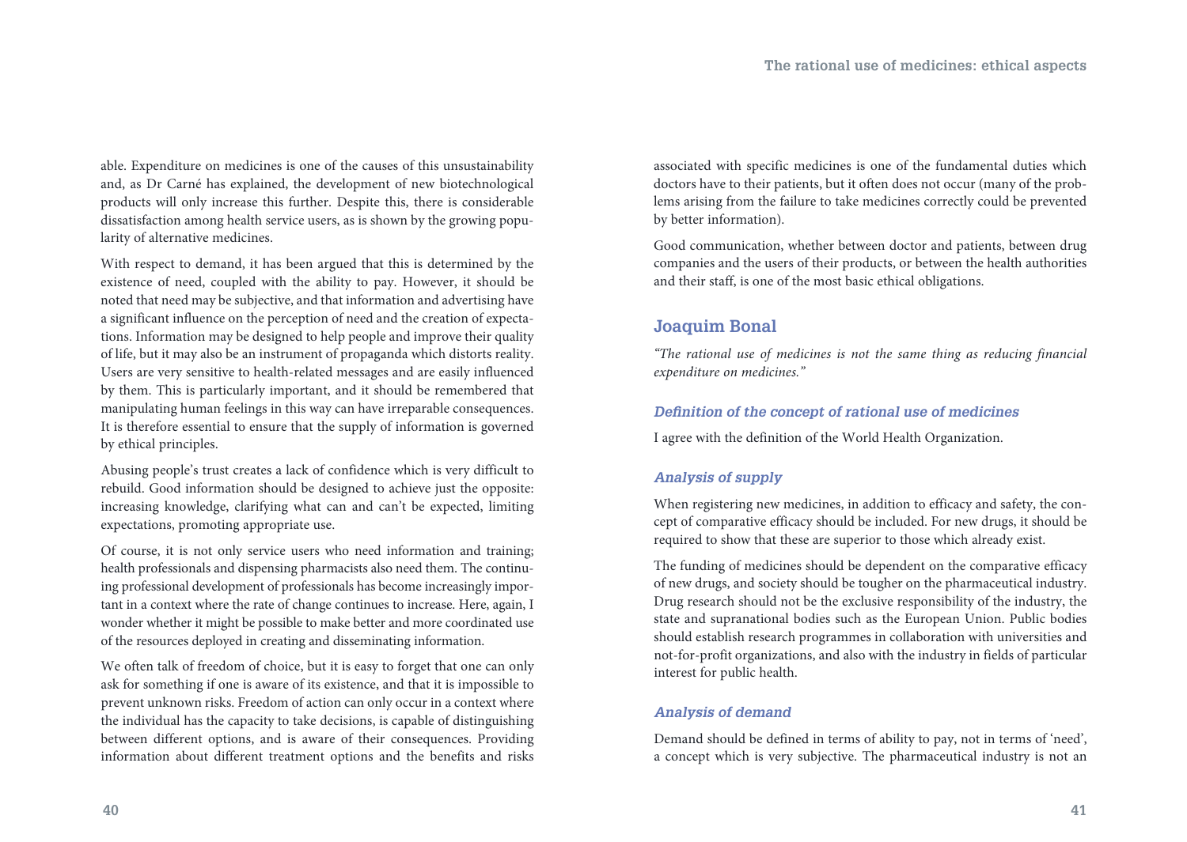able. Expenditure on medicines is one of the causes of this unsustainability and, as Dr Carné has explained, the development of new biotechnological products will only increase this further. Despite this, there is considerable dissatisfaction among health service users, as is shown by the growing popularity of alternative medicines.

With respect to demand, it has been argued that this is determined by the existence of need, coupled with the ability to pay. However, it should be noted that need may be subjective, and that information and advertising have a significant influence on the perception of need and the creation of expectations. Information may be designed to help people and improve their quality of life, but it may also be an instrument of propaganda which distorts reality. Users are very sensitive to health-related messages and are easily influenced by them. This is particularly important, and it should be remembered that manipulating human feelings in this way can have irreparable consequences. It is therefore essential to ensure that the supply of information is governed by ethical principles.

Abusing people's trust creates a lack of confidence which is very difficult to rebuild. Good information should be designed to achieve just the opposite: increasing knowledge, clarifying what can and can't be expected, limiting expectations, promoting appropriate use.

Of course, it is not only service users who need information and training; health professionals and dispensing pharmacists also need them. The continuing professional development of professionals has become increasingly important in a context where the rate of change continues to increase. Here, again, I wonder whether it might be possible to make better and more coordinated use of the resources deployed in creating and disseminating information.

We often talk of freedom of choice, but it is easy to forget that one can only ask for something if one is aware of its existence, and that it is impossible to prevent unknown risks. Freedom of action can only occur in a context where the individual has the capacity to take decisions, is capable of distinguishing between different options, and is aware of their consequences. Providing information about different treatment options and the benefits and risks associated with specific medicines is one of the fundamental duties which doctors have to their patients, but it often does not occur (many of the problems arising from the failure to take medicines correctly could be prevented by better information).

Good communication, whether between doctor and patients, between drug companies and the users of their products, or between the health authorities and their staff, is one of the most basic ethical obligations.

## Joaquim Bonal

*"The rational use of medicines is not the same thing as reducing financial expenditure on medicines."*

### *Definition of the concept of rational use of medicines*

I agree with the definition of the World Health Organization.

### *Analysis of supply*

When registering new medicines, in addition to efficacy and safety, the concept of comparative efficacy should be included. For new drugs, it should be required to show that these are superior to those which already exist.

The funding of medicines should be dependent on the comparative efficacy of new drugs, and society should be tougher on the pharmaceutical industry. Drug research should not be the exclusive responsibility of the industry, the state and supranational bodies such as the European Union. Public bodies should establish research programmes in collaboration with universities and not-for-profit organizations, and also with the industry in fields of particular interest for public health.

### *Analysis of demand*

Demand should be defined in terms of ability to pay, not in terms of 'need', a concept which is very subjective. The pharmaceutical industry is not an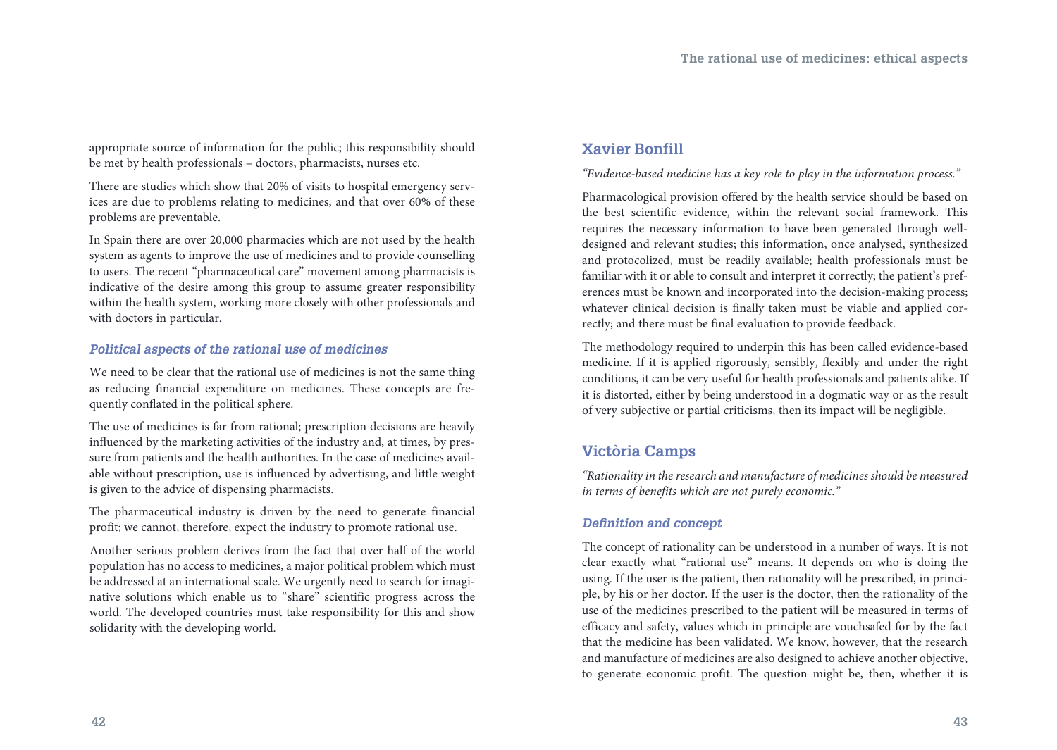appropriate source of information for the public; this responsibility should be met by health professionals – doctors, pharmacists, nurses etc.

There are studies which show that 20% of visits to hospital emergency services are due to problems relating to medicines, and that over 60% of these problems are preventable.

In Spain there are over 20,000 pharmacies which are not used by the health system as agents to improve the use of medicines and to provide counselling to users. The recent "pharmaceutical care" movement among pharmacists is indicative of the desire among this group to assume greater responsibility within the health system, working more closely with other professionals and with doctors in particular.

### *Political aspects of the rational use of medicines*

We need to be clear that the rational use of medicines is not the same thing as reducing financial expenditure on medicines. These concepts are frequently conflated in the political sphere.

The use of medicines is far from rational; prescription decisions are heavily influenced by the marketing activities of the industry and, at times, by pressure from patients and the health authorities. In the case of medicines available without prescription, use is influenced by advertising, and little weight is given to the advice of dispensing pharmacists.

The pharmaceutical industry is driven by the need to generate financial profit; we cannot, therefore, expect the industry to promote rational use.

Another serious problem derives from the fact that over half of the world population has no access to medicines, a major political problem which must be addressed at an international scale. We urgently need to search for imaginative solutions which enable us to "share" scientific progress across the world. The developed countries must take responsibility for this and show solidarity with the developing world.

## Xavier Bonfill

*"Evidence-based medicine has a key role to play in the information process."*

Pharmacological provision offered by the health service should be based on the best scientific evidence, within the relevant social framework. This requires the necessary information to have been generated through well-designed and relevant studies; this information, once analysed, synthesized and protocolized, must be readily available; health professionals must be familiar with it or able to consult and interpret it correctly; the patient's preferences must be known and incorporated into the decision-making process; whatever clinical decision is finally taken must be viable and applied correctly; and there must be final evaluation to provide feedback.

The methodology required to underpin this has been called evidence-based medicine. If it is applied rigorously, sensibly, flexibly and under the right conditions, it can be very useful for health professionals and patients alike. If it is distorted, either by being understood in a dogmatic way or as the result of very subjective or partial criticisms, then its impact will be negligible.

## Victòria Camps

*"Rationality in the research and manufacture of medicines should be measured in terms of benefits which are not purely economic."*

### *Definition and concept*

The concept of rationality can be understood in a number of ways. It is not clear exactly what "rational use" means. It depends on who is doing the using. If the user is the patient, then rationality will be prescribed, in principle, by his or her doctor. If the user is the doctor, then the rationality of the use of the medicines prescribed to the patient will be measured in terms of efficacy and safety, values which in principle are vouchsafed for by the fact that the medicine has been validated. We know, however, that the research and manufacture of medicines are also designed to achieve another objective, to generate economic profit. The question might be, then, whether it is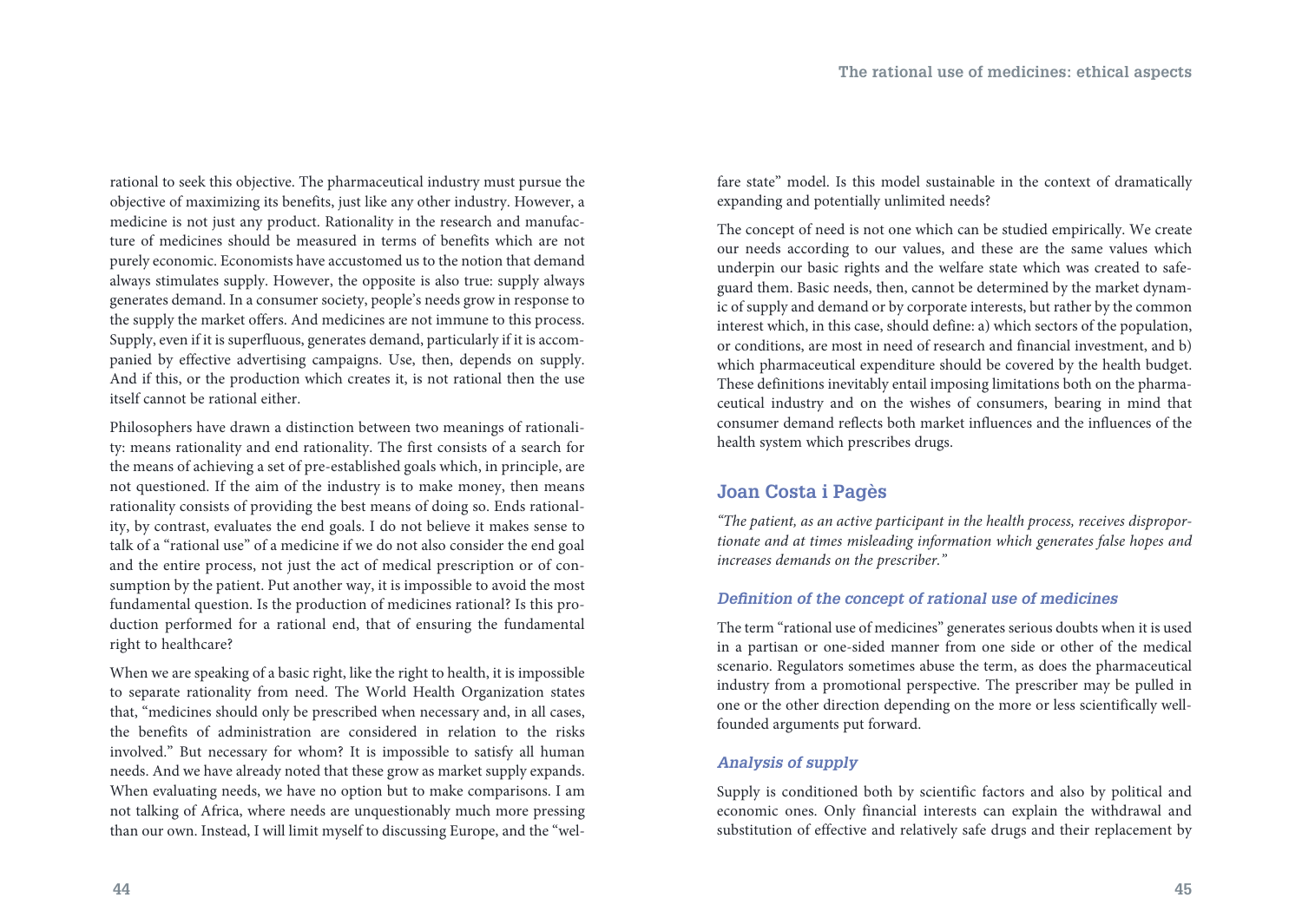rational to seek this objective. The pharmaceutical industry must pursue the objective of maximizing its benefits, just like any other industry. However, a medicine is not just any product. Rationality in the research and manufacture of medicines should be measured in terms of benefits which are not purely economic. Economists have accustomed us to the notion that demand always stimulates supply. However, the opposite is also true: supply always generates demand. In a consumer society, people's needs grow in response to the supply the market offers. And medicines are not immune to this process. Supply, even if it is superfluous, generates demand, particularly if it is accompanied by effective advertising campaigns. Use, then, depends on supply. And if this, or the production which creates it, is not rational then the use itself cannot be rational either.

Philosophers have drawn a distinction between two meanings of rationality: means rationality and end rationality. The first consists of a search for the means of achieving a set of pre-established goals which, in principle, are not questioned. If the aim of the industry is to make money, then means rationality consists of providing the best means of doing so. Ends rationality, by contrast, evaluates the end goals. I do not believe it makes sense to talk of a "rational use" of a medicine if we do not also consider the end goal and the entire process, not just the act of medical prescription or of consumption by the patient. Put another way, it is impossible to avoid the most fundamental question. Is the production of medicines rational? Is this production performed for a rational end, that of ensuring the fundamental right to healthcare?

When we are speaking of a basic right, like the right to health, it is impossible to separate rationality from need. The World Health Organization states that, "medicines should only be prescribed when necessary and, in all cases, the benefits of administration are considered in relation to the risks involved." But necessary for whom? It is impossible to satisfy all human needs. And we have already noted that these grow as market supply expands. When evaluating needs, we have no option but to make comparisons. I am not talking of Africa, where needs are unquestionably much more pressing than our own. Instead, I will limit myself to discussing Europe, and the "welfare state" model. Is this model sustainable in the context of dramatically expanding and potentially unlimited needs?

The concept of need is not one which can be studied empirically. We create our needs according to our values, and these are the same values which underpin our basic rights and the welfare state which was created to safeguard them. Basic needs, then, cannot be determined by the market dynamic of supply and demand or by corporate interests, but rather by the common interest which, in this case, should define: a) which sectors of the population, or conditions, are most in need of research and financial investment, and b) which pharmaceutical expenditure should be covered by the health budget. These definitions inevitably entail imposing limitations both on the pharmaceutical industry and on the wishes of consumers, bearing in mind that consumer demand reflects both market influences and the influences of the health system which prescribes drugs.

## Joan Costa i Pagès

*"The patient, as an active participant in the health process, receives disproportionate and at times misleading information which generates false hopes and increases demands on the prescriber."*

### Definition of the concept of rational use of medicines

The term "rational use of medicines" generates serious doubts when it is used in a partisan or one-sided manner from one side or other of the medical scenario. Regulators sometimes abuse the term, as does the pharmaceutical industry from a promotional perspective. The prescriber may be pulled in one or the other direction depending on the more or less scientifically well-founded arguments put forward.

### Analysis of supply

Supply is conditioned both by scientific factors and also by political and economic ones. Only financial interests can explain the withdrawal and substitution of effective and relatively safe drugs and their replacement by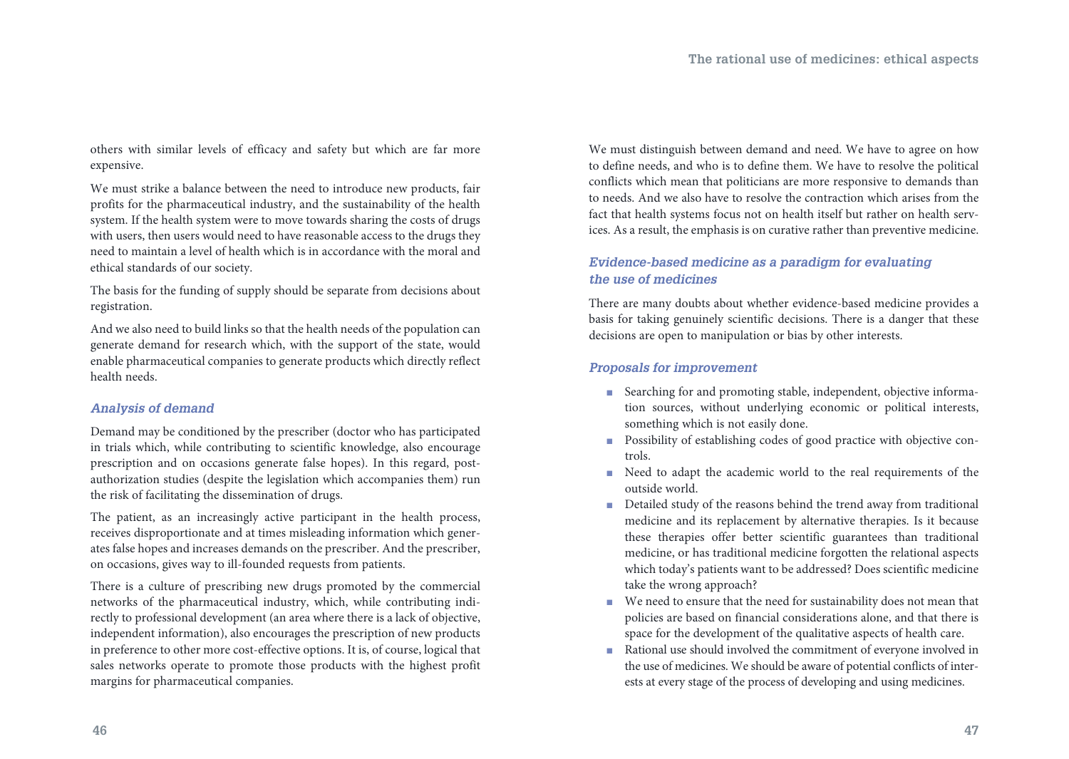others with similar levels of efficacy and safety but which are far more expensive.

We must strike a balance between the need to introduce new products, fair profits for the pharmaceutical industry, and the sustainability of the health system. If the health system were to move towards sharing the costs of drugs with users, then users would need to have reasonable access to the drugs they need to maintain a level of health which is in accordance with the moral and ethical standards of our society.

The basis for the funding of supply should be separate from decisions about registration.

And we also need to build links so that the health needs of the population can generate demand for research which, with the support of the state, would enable pharmaceutical companies to generate products which directly reflect health needs.

### *Analysis of demand*

Demand may be conditioned by the prescriber (doctor who has participated in trials which, while contributing to scientific knowledge, also encourage prescription and on occasions generate false hopes). In this regard, post-authorization studies (despite the legislation which accompanies them) run the risk of facilitating the dissemination of drugs.

The patient, as an increasingly active participant in the health process, receives disproportionate and at times misleading information which generates false hopes and increases demands on the prescriber. And the prescriber, on occasions, gives way to ill-founded requests from patients.

There is a culture of prescribing new drugs promoted by the commercial networks of the pharmaceutical industry, which, while contributing indirectly to professional development (an area where there is a lack of objective, independent information), also encourages the prescription of new products in preference to other more cost-effective options. It is, of course, logical that sales networks operate to promote those products with the highest profit margins for pharmaceutical companies.

We must distinguish between demand and need. We have to agree on how to define needs, and who is to define them. We have to resolve the political conflicts which mean that politicians are more responsive to demands than to needs. And we also have to resolve the contraction which arises from the fact that health systems focus not on health itself but rather on health services. As a result, the emphasis is on curative rather than preventive medicine.

### *Evidence-based medicine as a paradigm for evaluating the use of medicines*

There are many doubts about whether evidence-based medicine provides a basis for taking genuinely scientific decisions. There is a danger that these decisions are open to manipulation or bias by other interests.

### *Proposals for improvement*

- Searching for and promoting stable, independent, objective information sources, without underlying economic or political interests, something which is not easily done.
- Possibility of establishing codes of good practice with objective controls.
- Need to adapt the academic world to the real requirements of the outside world.
- Detailed study of the reasons behind the trend away from traditional medicine and its replacement by alternative therapies. Is it because these therapies offer better scientific guarantees than traditional medicine, or has traditional medicine forgotten the relational aspects which today's patients want to be addressed? Does scientific medicine take the wrong approach?
- We need to ensure that the need for sustainability does not mean that policies are based on financial considerations alone, and that there is space for the development of the qualitative aspects of health care.
- Rational use should involved the commitment of everyone involved in the use of medicines. We should be aware of potential conflicts of interests at every stage of the process of developing and using medicines.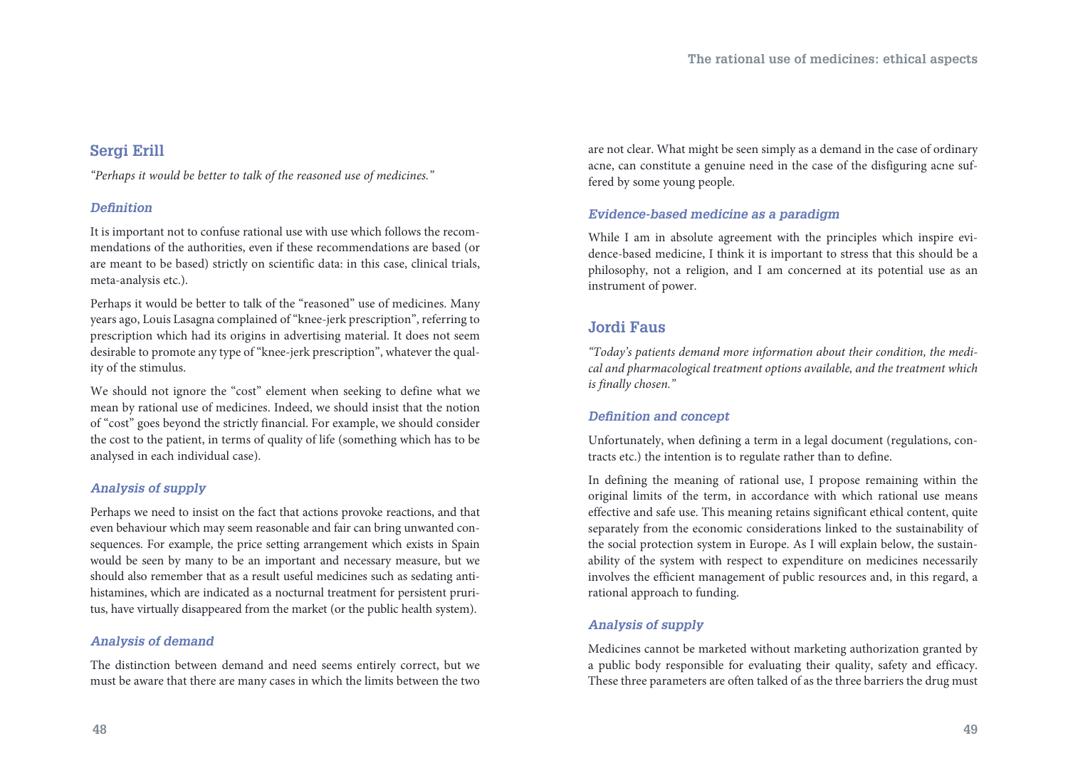## Sergi Erill

*"Perhaps it would be better to talk of the reasoned use of medicines."*

### *Definition*

It is important not to confuse rational use with use which follows the recommendations of the authorities, even if these recommendations are based (or are meant to be based) strictly on scientific data: in this case, clinical trials, meta-analysis etc.).

Perhaps it would be better to talk of the "reasoned" use of medicines. Many years ago, Louis Lasagna complained of "knee-jerk prescription", referring to prescription which had its origins in advertising material. It does not seem desirable to promote any type of "knee-jerk prescription", whatever the quality of the stimulus.

We should not ignore the "cost" element when seeking to define what we mean by rational use of medicines. Indeed, we should insist that the notion of "cost" goes beyond the strictly financial. For example, we should consider the cost to the patient, in terms of quality of life (something which has to be analysed in each individual case).

### *Analysis of supply*

Perhaps we need to insist on the fact that actions provoke reactions, and that even behaviour which may seem reasonable and fair can bring unwanted consequences. For example, the price setting arrangement which exists in Spain would be seen by many to be an important and necessary measure, but we should also remember that as a result useful medicines such as sedating antihistamines, which are indicated as a nocturnal treatment for persistent pruritus, have virtually disappeared from the market (or the public health system).

### *Analysis of demand*

The distinction between demand and need seems entirely correct, but we must be aware that there are many cases in which the limits between the two are not clear. What might be seen simply as a demand in the case of ordinary acne, can constitute a genuine need in the case of the disfiguring acne suffered by some young people.

### *Evidence-based medicine as a paradigm*

While I am in absolute agreement with the principles which inspire evidence-based medicine, I think it is important to stress that this should be a philosophy, not a religion, and I am concerned at its potential use as an instrument of power.

## Jordi Faus

*"Today's patients demand more information about their condition, the medical and pharmacological treatment options available, and the treatment which is finally chosen."*

### *Definition and concept*

Unfortunately, when defining a term in a legal document (regulations, contracts etc.) the intention is to regulate rather than to define.

In defining the meaning of rational use, I propose remaining within the original limits of the term, in accordance with which rational use means effective and safe use. This meaning retains significant ethical content, quite separately from the economic considerations linked to the sustainability of the social protection system in Europe. As I will explain below, the sustainability of the system with respect to expenditure on medicines necessarily involves the efficient management of public resources and, in this regard, a rational approach to funding.

### *Analysis of supply*

Medicines cannot be marketed without marketing authorization granted by a public body responsible for evaluating their quality, safety and efficacy. These three parameters are often talked of as the three barriers the drug must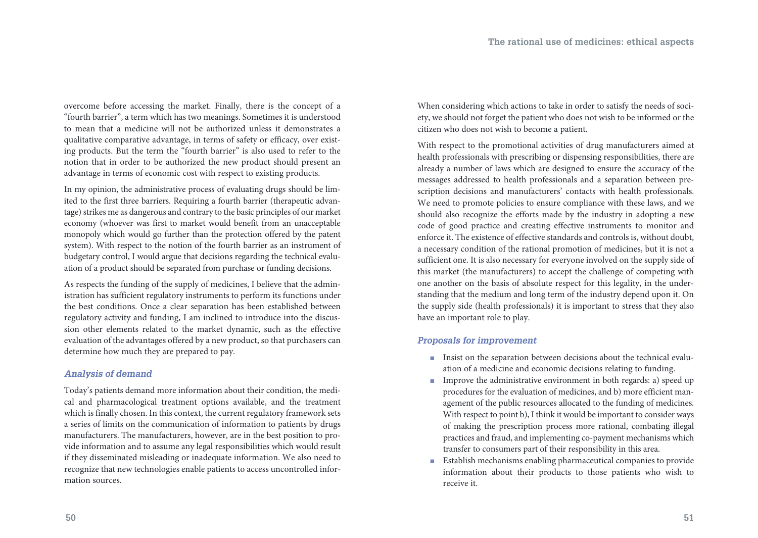overcome before accessing the market. Finally, there is the concept of a "fourth barrier", a term which has two meanings. Sometimes it is understood to mean that a medicine will not be authorized unless it demonstrates a qualitative comparative advantage, in terms of safety or efficacy, over existing products. But the term the "fourth barrier" is also used to refer to the notion that in order to be authorized the new product should present an advantage in terms of economic cost with respect to existing products.

In my opinion, the administrative process of evaluating drugs should be limited to the first three barriers. Requiring a fourth barrier (therapeutic advantage) strikes me as dangerous and contrary to the basic principles of our market economy (whoever was first to market would benefit from an unacceptable monopoly which would go further than the protection offered by the patent system). With respect to the notion of the fourth barrier as an instrument of budgetary control, I would argue that decisions regarding the technical evaluation of a product should be separated from purchase or funding decisions.

As respects the funding of the supply of medicines, I believe that the administration has sufficient regulatory instruments to perform its functions under the best conditions. Once a clear separation has been established between regulatory activity and funding, I am inclined to introduce into the discussion other elements related to the market dynamic, such as the effective evaluation of the advantages offered by a new product, so that purchasers can determine how much they are prepared to pay.

### *Analysis of demand*

Today's patients demand more information about their condition, the medical and pharmacological treatment options available, and the treatment which is finally chosen. In this context, the current regulatory framework sets a series of limits on the communication of information to patients by drugs manufacturers. The manufacturers, however, are in the best position to provide information and to assume any legal responsibilities which would result if they disseminated misleading or inadequate information. We also need to recognize that new technologies enable patients to access uncontrolled information sources.

When considering which actions to take in order to satisfy the needs of society, we should not forget the patient who does not wish to be informed or the citizen who does not wish to become a patient.

With respect to the promotional activities of drug manufacturers aimed at health professionals with prescribing or dispensing responsibilities, there are already a number of laws which are designed to ensure the accuracy of the messages addressed to health professionals and a separation between prescription decisions and manufacturers' contacts with health professionals. We need to promote policies to ensure compliance with these laws, and we should also recognize the efforts made by the industry in adopting a new code of good practice and creating effective instruments to monitor and enforce it. The existence of effective standards and controls is, without doubt, a necessary condition of the rational promotion of medicines, but it is not a sufficient one. It is also necessary for everyone involved on the supply side of this market (the manufacturers) to accept the challenge of competing with one another on the basis of absolute respect for this legality, in the understanding that the medium and long term of the industry depend upon it. On the supply side (health professionals) it is important to stress that they also have an important role to play.

### *Proposals for improvement*

- Insist on the separation between decisions about the technical evaluation of a medicine and economic decisions relating to funding.
- Improve the administrative environment in both regards: a) speed up procedures for the evaluation of medicines, and b) more efficient management of the public resources allocated to the funding of medicines. With respect to point b), I think it would be important to consider ways of making the prescription process more rational, combating illegal practices and fraud, and implementing co-payment mechanisms which transfer to consumers part of their responsibility in this area.
- Establish mechanisms enabling pharmaceutical companies to provide information about their products to those patients who wish to receive it.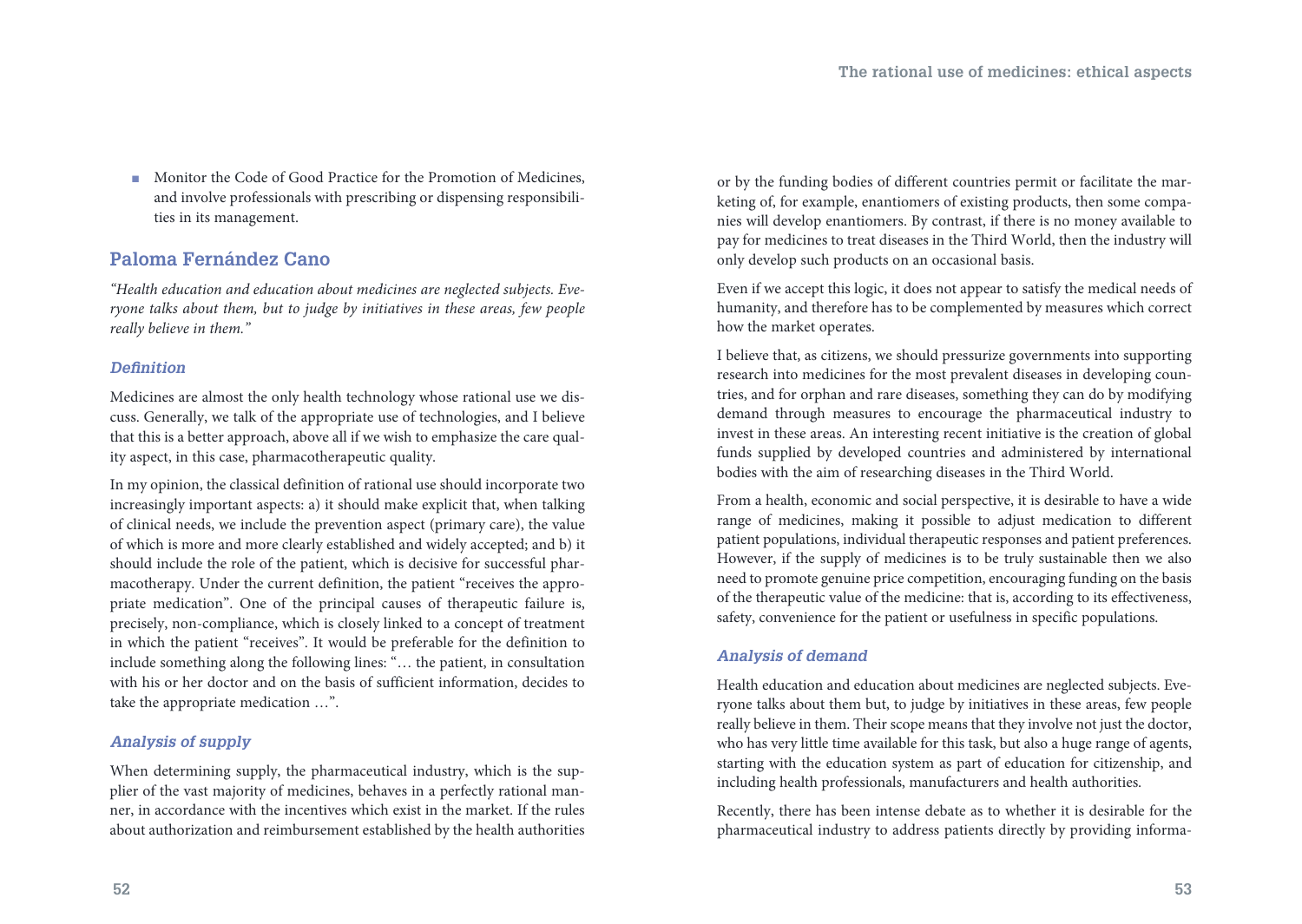- Monitor the Code of Good Practice for the Promotion of Medicines, and involve professionals with prescribing or dispensing responsibilities in its management.

## Paloma Fernández Cano

*"Health education and education about medicines are neglected subjects. Everyone talks about them, but to judge by initiatives in these areas, few people really believe in them."*

### *Definition*

Medicines are almost the only health technology whose rational use we discuss. Generally, we talk of the appropriate use of technologies, and I believe that this is a better approach, above all if we wish to emphasize the care quality aspect, in this case, pharmacotherapeutic quality.

In my opinion, the classical definition of rational use should incorporate two increasingly important aspects: a) it should make explicit that, when talking of clinical needs, we include the prevention aspect (primary care), the value of which is more and more clearly established and widely accepted; and b) it should include the role of the patient, which is decisive for successful pharmacotherapy. Under the current definition, the patient "receives the appropriate medication". One of the principal causes of therapeutic failure is, precisely, non-compliance, which is closely linked to a concept of treatment in which the patient "receives". It would be preferable for the definition to include something along the following lines: "… the patient, in consultation with his or her doctor and on the basis of sufficient information, decides to take the appropriate medication …".

### *Analysis of supply*

When determining supply, the pharmaceutical industry, which is the supplier of the vast majority of medicines, behaves in a perfectly rational manner, in accordance with the incentives which exist in the market. If the rules about authorization and reimbursement established by the health authorities or by the funding bodies of different countries permit or facilitate the marketing of, for example, enantiomers of existing products, then some companies will develop enantiomers. By contrast, if there is no money available to pay for medicines to treat diseases in the Third World, then the industry will only develop such products on an occasional basis.

Even if we accept this logic, it does not appear to satisfy the medical needs of humanity, and therefore has to be complemented by measures which correct how the market operates.

I believe that, as citizens, we should pressurize governments into supporting research into medicines for the most prevalent diseases in developing countries, and for orphan and rare diseases, something they can do by modifying demand through measures to encourage the pharmaceutical industry to invest in these areas. An interesting recent initiative is the creation of global funds supplied by developed countries and administered by international bodies with the aim of researching diseases in the Third World.

From a health, economic and social perspective, it is desirable to have a wide range of medicines, making it possible to adjust medication to different patient populations, individual therapeutic responses and patient preferences. However, if the supply of medicines is to be truly sustainable then we also need to promote genuine price competition, encouraging funding on the basis of the therapeutic value of the medicine: that is, according to its effectiveness, safety, convenience for the patient or usefulness in specific populations.

### *Analysis of demand*

Health education and education about medicines are neglected subjects. Everyone talks about them but, to judge by initiatives in these areas, few people really believe in them. Their scope means that they involve not just the doctor, who has very little time available for this task, but also a huge range of agents, starting with the education system as part of education for citizenship, and including health professionals, manufacturers and health authorities.

Recently, there has been intense debate as to whether it is desirable for the pharmaceutical industry to address patients directly by providing informa-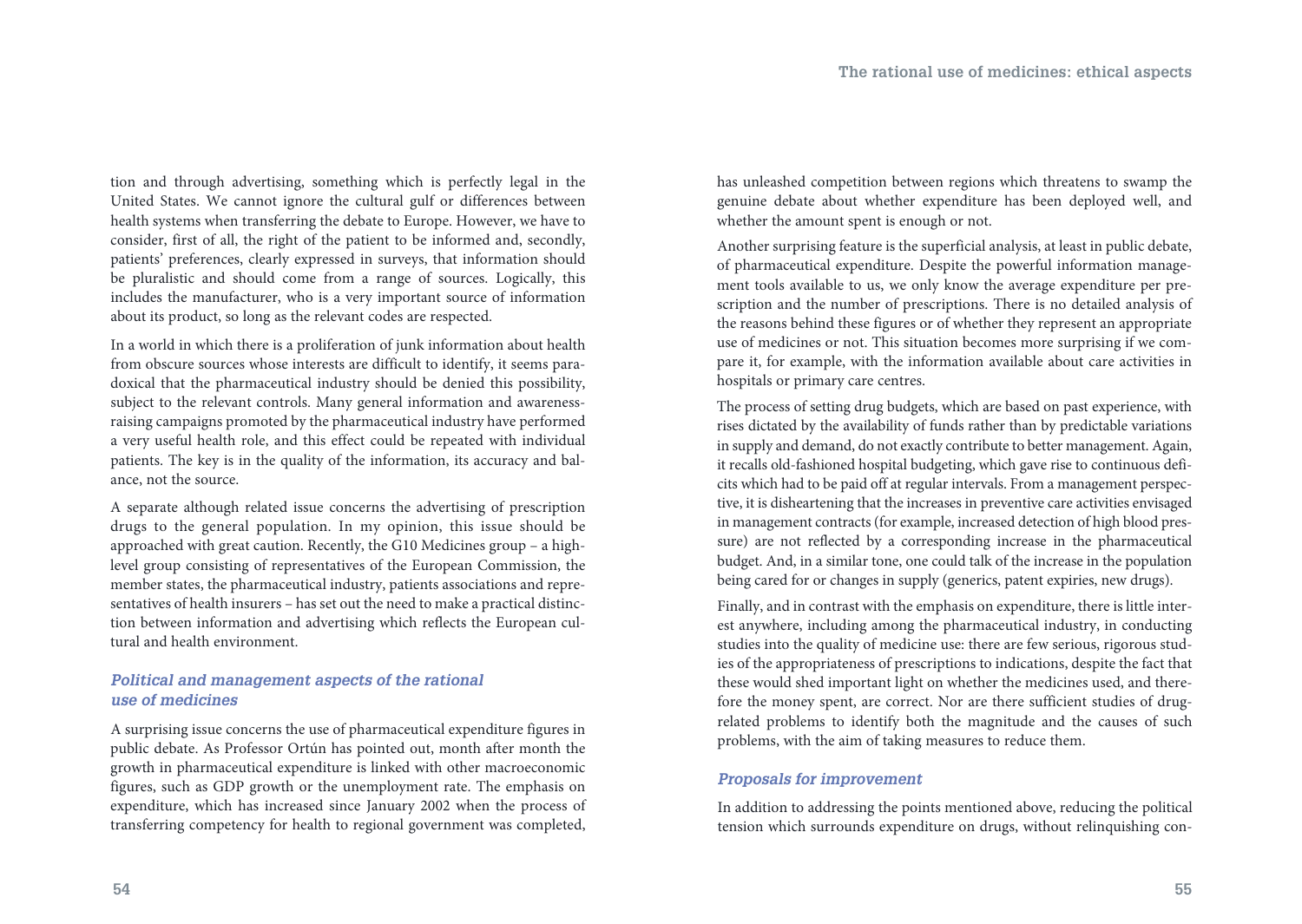tion and through advertising, something which is perfectly legal in the United States. We cannot ignore the cultural gulf or differences between health systems when transferring the debate to Europe. However, we have to consider, first of all, the right of the patient to be informed and, secondly, patients' preferences, clearly expressed in surveys, that information should be pluralistic and should come from a range of sources. Logically, this includes the manufacturer, who is a very important source of information about its product, so long as the relevant codes are respected.

In a world in which there is a proliferation of junk information about health from obscure sources whose interests are difficult to identify, it seems paradoxical that the pharmaceutical industry should be denied this possibility, subject to the relevant controls. Many general information and awareness-raising campaigns promoted by the pharmaceutical industry have performed a very useful health role, and this effect could be repeated with individual patients. The key is in the quality of the information, its accuracy and balance, not the source.

A separate although related issue concerns the advertising of prescription drugs to the general population. In my opinion, this issue should be approached with great caution. Recently, the G10 Medicines group – a high-level group consisting of representatives of the European Commission, the member states, the pharmaceutical industry, patients associations and representatives of health insurers – has set out the need to make a practical distinction between information and advertising which reflects the European cultural and health environment.

### *Political and management aspects of the rational use of medicines*

A surprising issue concerns the use of pharmaceutical expenditure figures in public debate. As Professor Ortún has pointed out, month after month the growth in pharmaceutical expenditure is linked with other macroeconomic figures, such as GDP growth or the unemployment rate. The emphasis on expenditure, which has increased since January 2002 when the process of transferring competency for health to regional government was completed, has unleashed competition between regions which threatens to swamp the genuine debate about whether expenditure has been deployed well, and whether the amount spent is enough or not.

Another surprising feature is the superficial analysis, at least in public debate, of pharmaceutical expenditure. Despite the powerful information management tools available to us, we only know the average expenditure per prescription and the number of prescriptions. There is no detailed analysis of the reasons behind these figures or of whether they represent an appropriate use of medicines or not. This situation becomes more surprising if we compare it, for example, with the information available about care activities in hospitals or primary care centres.

The process of setting drug budgets, which are based on past experience, with rises dictated by the availability of funds rather than by predictable variations in supply and demand, do not exactly contribute to better management. Again, it recalls old-fashioned hospital budgeting, which gave rise to continuous deficits which had to be paid off at regular intervals. From a management perspective, it is disheartening that the increases in preventive care activities envisaged in management contracts (for example, increased detection of high blood pressure) are not reflected by a corresponding increase in the pharmaceutical budget. And, in a similar tone, one could talk of the increase in the population being cared for or changes in supply (generics, patent expiries, new drugs).

Finally, and in contrast with the emphasis on expenditure, there is little interest anywhere, including among the pharmaceutical industry, in conducting studies into the quality of medicine use: there are few serious, rigorous studies of the appropriateness of prescriptions to indications, despite the fact that these would shed important light on whether the medicines used, and therefore the money spent, are correct. Nor are there sufficient studies of drug-related problems to identify both the magnitude and the causes of such problems, with the aim of taking measures to reduce them.

### *Proposals for improvement*

In addition to addressing the points mentioned above, reducing the political tension which surrounds expenditure on drugs, without relinquishing con-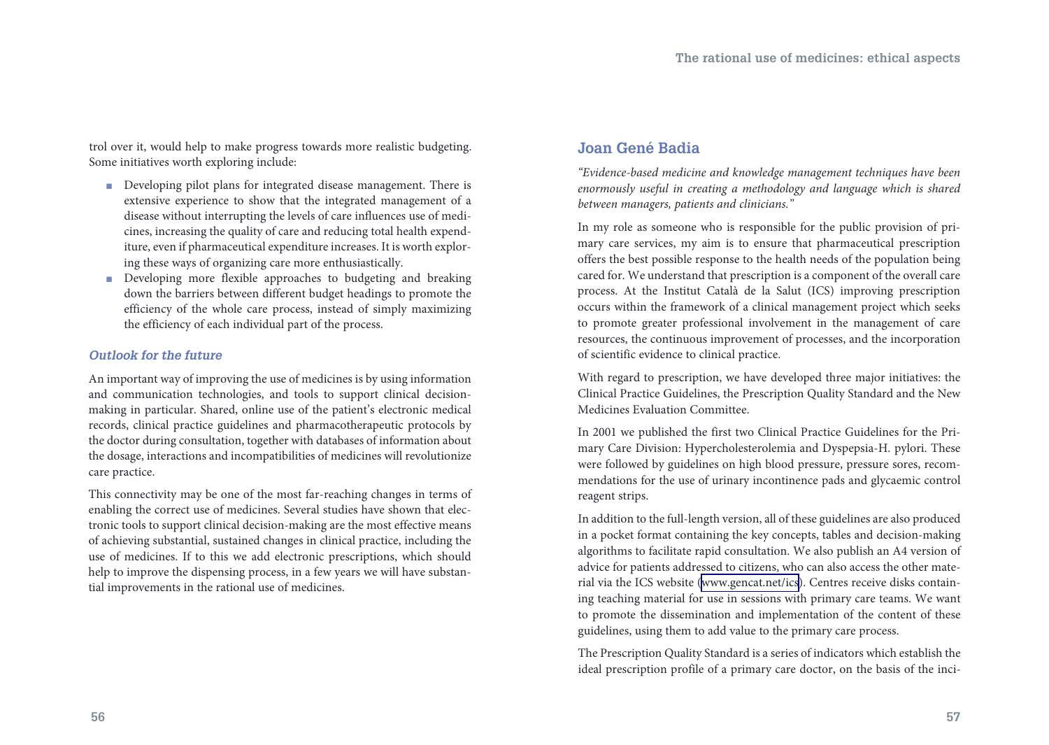trol over it, would help to make progress towards more realistic budgeting. Some initiatives worth exploring include:

- Developing pilot plans for integrated disease management. There is extensive experience to show that the integrated management of a disease without interrupting the levels of care influences use of medicines, increasing the quality of care and reducing total health expenditure, even if pharmaceutical expenditure increases. It is worth exploring these ways of organizing care more enthusiastically.
- Developing more flexible approaches to budgeting and breaking down the barriers between different budget headings to promote the efficiency of the whole care process, instead of simply maximizing the efficiency of each individual part of the process.

### *Outlook for the future*

An important way of improving the use of medicines is by using information and communication technologies, and tools to support clinical decision-making in particular. Shared, online use of the patient's electronic medical records, clinical practice guidelines and pharmacotherapeutic protocols by the doctor during consultation, together with databases of information about the dosage, interactions and incompatibilities of medicines will revolutionize care practice.

This connectivity may be one of the most far-reaching changes in terms of enabling the correct use of medicines. Several studies have shown that electronic tools to support clinical decision-making are the most effective means of achieving substantial, sustained changes in clinical practice, including the use of medicines. If to this we add electronic prescriptions, which should help to improve the dispensing process, in a few years we will have substantial improvements in the rational use of medicines.

## Joan Gené Badia

*"Evidence-based medicine and knowledge management techniques have been enormously useful in creating a methodology and language which is shared between managers, patients and clinicians."*

In my role as someone who is responsible for the public provision of primary care services, my aim is to ensure that pharmaceutical prescription offers the best possible response to the health needs of the population being cared for. We understand that prescription is a component of the overall care process. At the Institut Català de la Salut (ICS) improving prescription occurs within the framework of a clinical management project which seeks to promote greater professional involvement in the management of care resources, the continuous improvement of processes, and the incorporation of scientific evidence to clinical practice.

With regard to prescription, we have developed three major initiatives: the Clinical Practice Guidelines, the Prescription Quality Standard and the New Medicines Evaluation Committee.

In 2001 we published the first two Clinical Practice Guidelines for the Primary Care Division: Hypercholesterolemia and Dyspepsia-H. pylori. These were followed by guidelines on high blood pressure, pressure sores, recommendations for the use of urinary incontinence pads and glycaemic control reagent strips.

In addition to the full-length version, all of these guidelines are also produced in a pocket format containing the key concepts, tables and decision-making algorithms to facilitate rapid consultation. We also publish an A4 version of advice for patients addressed to citizens, who can also access the other material via the ICS website (www.gencat.net/ics). Centres receive disks containing teaching material for use in sessions with primary care teams. We want to promote the dissemination and implementation of the content of these guidelines, using them to add value to the primary care process.

The Prescription Quality Standard is a series of indicators which establish the ideal prescription profile of a primary care doctor, on the basis of the inci-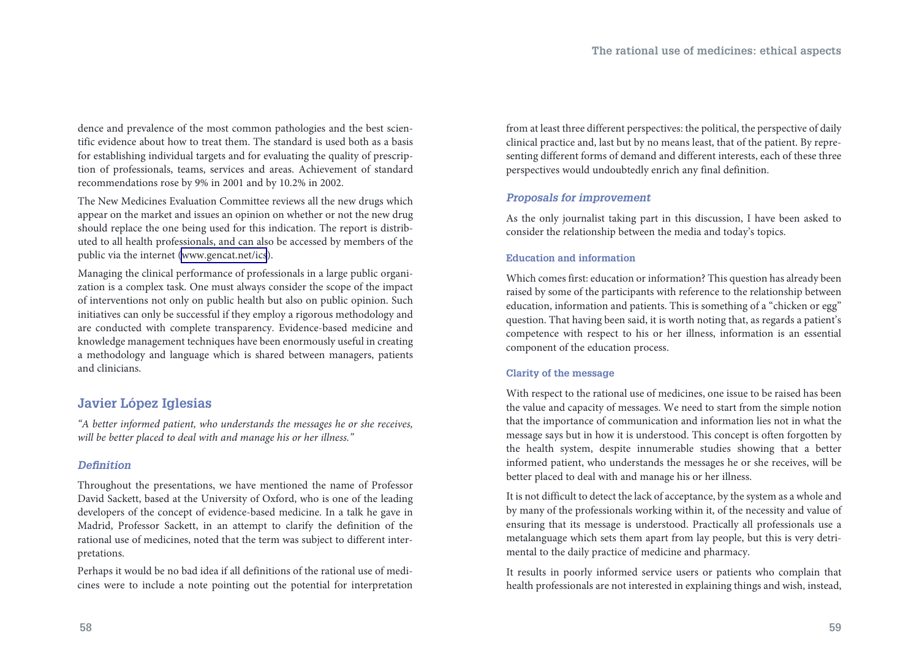dence and prevalence of the most common pathologies and the best scientific evidence about how to treat them. The standard is used both as a basis for establishing individual targets and for evaluating the quality of prescription of professionals, teams, services and areas. Achievement of standard recommendations rose by 9% in 2001 and by 10.2% in 2002.

The New Medicines Evaluation Committee reviews all the new drugs which appear on the market and issues an opinion on whether or not the new drug should replace the one being used for this indication. The report is distributed to all health professionals, and can also be accessed by members of the public via the internet (www.gencat.net/ics).

Managing the clinical performance of professionals in a large public organization is a complex task. One must always consider the scope of the impact of interventions not only on public health but also on public opinion. Such initiatives can only be successful if they employ a rigorous methodology and are conducted with complete transparency. Evidence-based medicine and knowledge management techniques have been enormously useful in creating a methodology and language which is shared between managers, patients and clinicians.

## Javier López Iglesias

*"A better informed patient, who understands the messages he or she receives, will be better placed to deal with and manage his or her illness."*

### *Definition*

Throughout the presentations, we have mentioned the name of Professor David Sackett, based at the University of Oxford, who is one of the leading developers of the concept of evidence-based medicine. In a talk he gave in Madrid, Professor Sackett, in an attempt to clarify the definition of the rational use of medicines, noted that the term was subject to different interpretations.

Perhaps it would be no bad idea if all definitions of the rational use of medicines were to include a note pointing out the potential for interpretation from at least three different perspectives: the political, the perspective of daily clinical practice and, last but by no means least, that of the patient. By representing different forms of demand and different interests, each of these three perspectives would undoubtedly enrich any final definition.

### *Proposals for improvement*

As the only journalist taking part in this discussion, I have been asked to consider the relationship between the media and today's topics.

#### Education and information

Which comes first: education or information? This question has already been raised by some of the participants with reference to the relationship between education, information and patients. This is something of a "chicken or egg" question. That having been said, it is worth noting that, as regards a patient's competence with respect to his or her illness, information is an essential component of the education process.

#### Clarity of the message

With respect to the rational use of medicines, one issue to be raised has been the value and capacity of messages. We need to start from the simple notion that the importance of communication and information lies not in what the message says but in how it is understood. This concept is often forgotten by the health system, despite innumerable studies showing that a better informed patient, who understands the messages he or she receives, will be better placed to deal with and manage his or her illness.

It is not difficult to detect the lack of acceptance, by the system as a whole and by many of the professionals working within it, of the necessity and value of ensuring that its message is understood. Practically all professionals use a metalanguage which sets them apart from lay people, but this is very detrimental to the daily practice of medicine and pharmacy.

It results in poorly informed service users or patients who complain that health professionals are not interested in explaining things and wish, instead,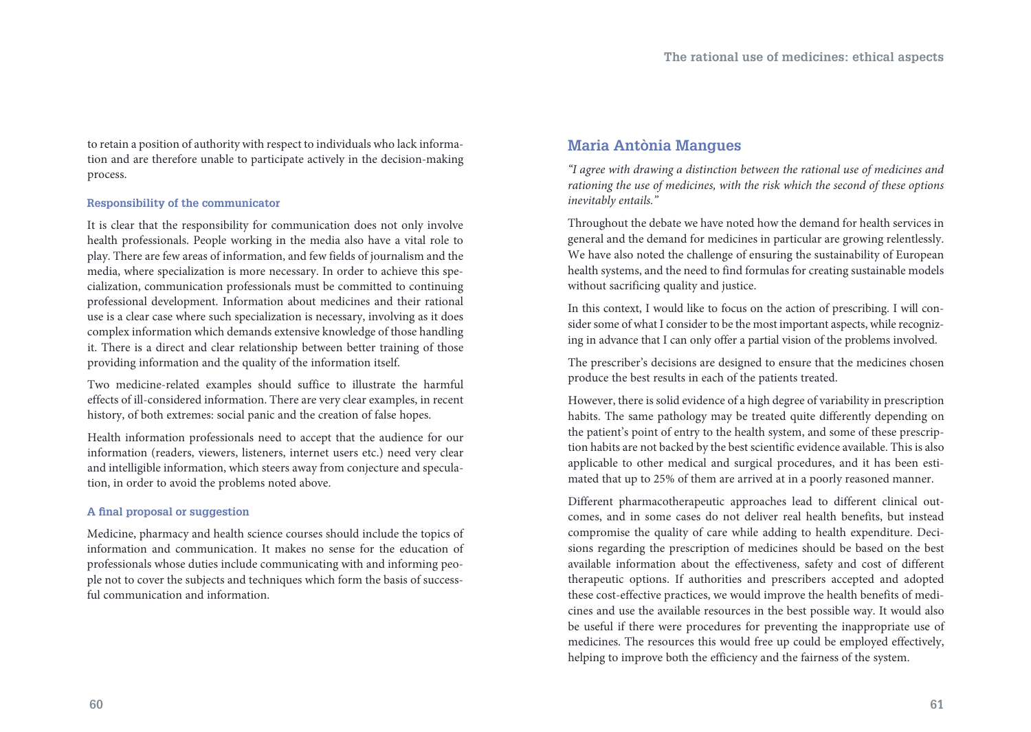to retain a position of authority with respect to individuals who lack information and are therefore unable to participate actively in the decision-making process.

### Responsibility of the communicator

It is clear that the responsibility for communication does not only involve health professionals. People working in the media also have a vital role to play. There are few areas of information, and few fields of journalism and the media, where specialization is more necessary. In order to achieve this specialization, communication professionals must be committed to continuing professional development. Information about medicines and their rational use is a clear case where such specialization is necessary, involving as it does complex information which demands extensive knowledge of those handling it. There is a direct and clear relationship between better training of those providing information and the quality of the information itself.

Two medicine-related examples should suffice to illustrate the harmful effects of ill-considered information. There are very clear examples, in recent history, of both extremes: social panic and the creation of false hopes.

Health information professionals need to accept that the audience for our information (readers, viewers, listeners, internet users etc.) need very clear and intelligible information, which steers away from conjecture and speculation, in order to avoid the problems noted above.

### A final proposal or suggestion

Medicine, pharmacy and health science courses should include the topics of information and communication. It makes no sense for the education of professionals whose duties include communicating with and informing people not to cover the subjects and techniques which form the basis of successful communication and information.

## Maria Antònia Mangues

*"I agree with drawing a distinction between the rational use of medicines and rationing the use of medicines, with the risk which the second of these options inevitably entails."*

Throughout the debate we have noted how the demand for health services in general and the demand for medicines in particular are growing relentlessly. We have also noted the challenge of ensuring the sustainability of European health systems, and the need to find formulas for creating sustainable models without sacrificing quality and justice.

In this context, I would like to focus on the action of prescribing. I will consider some of what I consider to be the most important aspects, while recognizing in advance that I can only offer a partial vision of the problems involved.

The prescriber's decisions are designed to ensure that the medicines chosen produce the best results in each of the patients treated.

However, there is solid evidence of a high degree of variability in prescription habits. The same pathology may be treated quite differently depending on the patient's point of entry to the health system, and some of these prescription habits are not backed by the best scientific evidence available. This is also applicable to other medical and surgical procedures, and it has been estimated that up to 25% of them are arrived at in a poorly reasoned manner.

Different pharmacotherapeutic approaches lead to different clinical outcomes, and in some cases do not deliver real health benefits, but instead compromise the quality of care while adding to health expenditure. Decisions regarding the prescription of medicines should be based on the best available information about the effectiveness, safety and cost of different therapeutic options. If authorities and prescribers accepted and adopted these cost-effective practices, we would improve the health benefits of medicines and use the available resources in the best possible way. It would also be useful if there were procedures for preventing the inappropriate use of medicines. The resources this would free up could be employed effectively, helping to improve both the efficiency and the fairness of the system.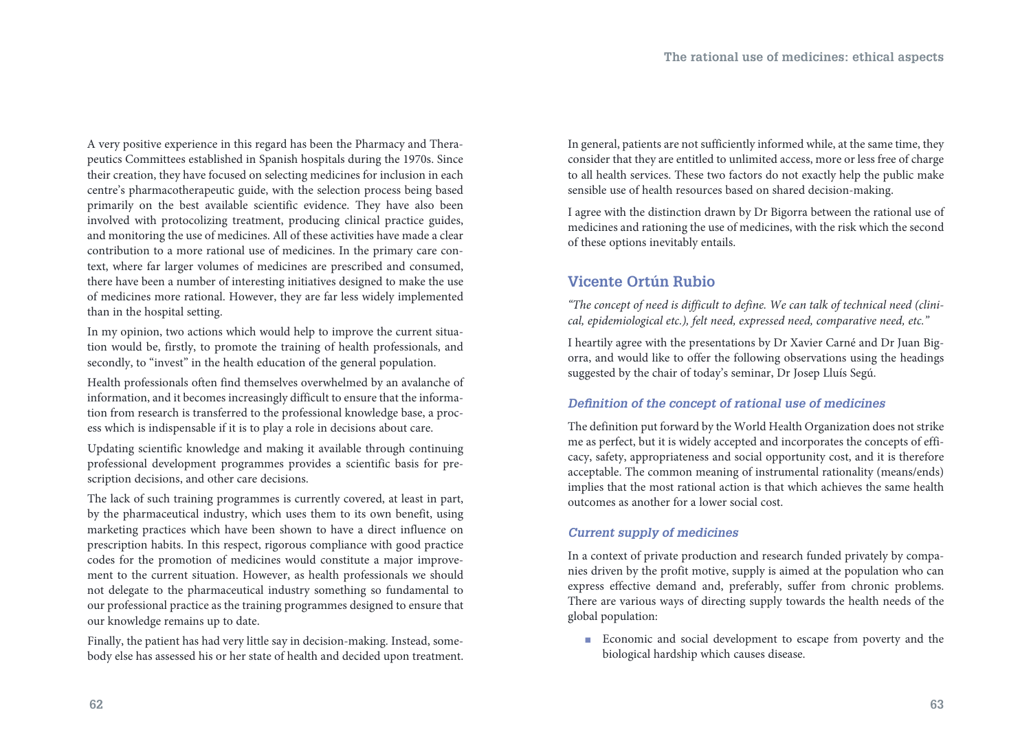A very positive experience in this regard has been the Pharmacy and Therapeutics Committees established in Spanish hospitals during the 1970s. Since their creation, they have focused on selecting medicines for inclusion in each centre's pharmacotherapeutic guide, with the selection process being based primarily on the best available scientific evidence. They have also been involved with protocolizing treatment, producing clinical practice guides, and monitoring the use of medicines. All of these activities have made a clear contribution to a more rational use of medicines. In the primary care context, where far larger volumes of medicines are prescribed and consumed, there have been a number of interesting initiatives designed to make the use of medicines more rational. However, they are far less widely implemented than in the hospital setting.

In my opinion, two actions which would help to improve the current situation would be, firstly, to promote the training of health professionals, and secondly, to "invest" in the health education of the general population.

Health professionals often find themselves overwhelmed by an avalanche of information, and it becomes increasingly difficult to ensure that the information from research is transferred to the professional knowledge base, a process which is indispensable if it is to play a role in decisions about care.

Updating scientific knowledge and making it available through continuing professional development programmes provides a scientific basis for prescription decisions, and other care decisions.

The lack of such training programmes is currently covered, at least in part, by the pharmaceutical industry, which uses them to its own benefit, using marketing practices which have been shown to have a direct influence on prescription habits. In this respect, rigorous compliance with good practice codes for the promotion of medicines would constitute a major improvement to the current situation. However, as health professionals we should not delegate to the pharmaceutical industry something so fundamental to our professional practice as the training programmes designed to ensure that our knowledge remains up to date.

Finally, the patient has had very little say in decision-making. Instead, somebody else has assessed his or her state of health and decided upon treatment. In general, patients are not sufficiently informed while, at the same time, they consider that they are entitled to unlimited access, more or less free of charge to all health services. These two factors do not exactly help the public make sensible use of health resources based on shared decision-making.

I agree with the distinction drawn by Dr Bigorra between the rational use of medicines and rationing the use of medicines, with the risk which the second of these options inevitably entails.

## Vicente Ortún Rubio

*"The concept of need is difficult to define. We can talk of technical need (clinical, epidemiological etc.), felt need, expressed need, comparative need, etc."*

I heartily agree with the presentations by Dr Xavier Carné and Dr Juan Bigorra, and would like to offer the following observations using the headings suggested by the chair of today's seminar, Dr Josep Lluís Segú.

### *Definition of the concept of rational use of medicines*

The definition put forward by the World Health Organization does not strike me as perfect, but it is widely accepted and incorporates the concepts of efficacy, safety, appropriateness and social opportunity cost, and it is therefore acceptable. The common meaning of instrumental rationality (means/ends) implies that the most rational action is that which achieves the same health outcomes as another for a lower social cost.

### *Current supply of medicines*

In a context of private production and research funded privately by companies driven by the profit motive, supply is aimed at the population who can express effective demand and, preferably, suffer from chronic problems. There are various ways of directing supply towards the health needs of the global population:

- Economic and social development to escape from poverty and the biological hardship which causes disease.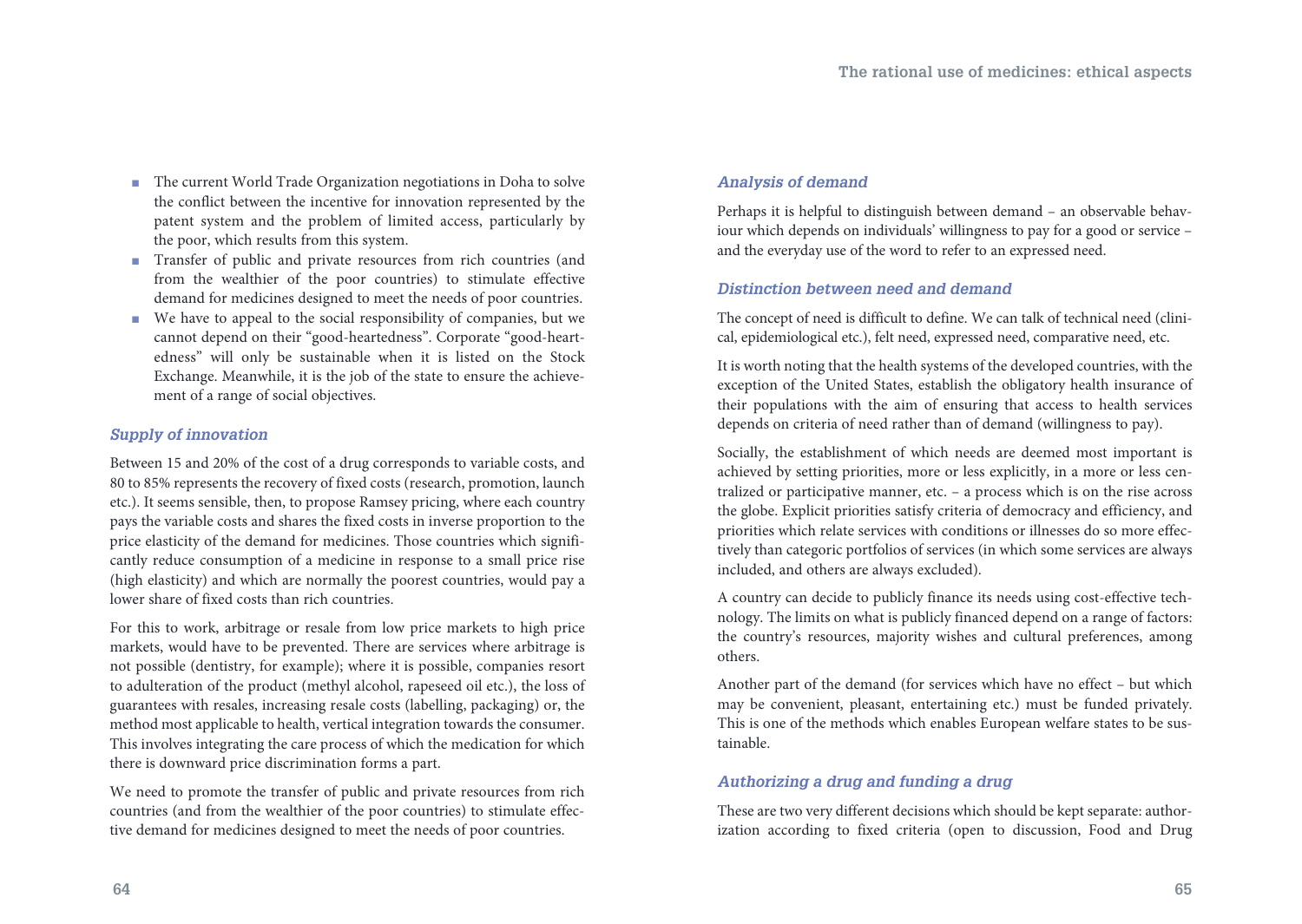- The current World Trade Organization negotiations in Doha to solve the conflict between the incentive for innovation represented by the patent system and the problem of limited access, particularly by the poor, which results from this system.
- Transfer of public and private resources from rich countries (and from the wealthier of the poor countries) to stimulate effective demand for medicines designed to meet the needs of poor countries.
- We have to appeal to the social responsibility of companies, but we cannot depend on their "good-heartedness". Corporate "good-heartedness" will only be sustainable when it is listed on the Stock Exchange. Meanwhile, it is the job of the state to ensure the achievement of a range of social objectives.

### *Supply of innovation*

Between 15 and 20% of the cost of a drug corresponds to variable costs, and 80 to 85% represents the recovery of fixed costs (research, promotion, launch etc.). It seems sensible, then, to propose Ramsey pricing, where each country pays the variable costs and shares the fixed costs in inverse proportion to the price elasticity of the demand for medicines. Those countries which significantly reduce consumption of a medicine in response to a small price rise (high elasticity) and which are normally the poorest countries, would pay a lower share of fixed costs than rich countries.

For this to work, arbitrage or resale from low price markets to high price markets, would have to be prevented. There are services where arbitrage is not possible (dentistry, for example); where it is possible, companies resort to adulteration of the product (methyl alcohol, rapeseed oil etc.), the loss of guarantees with resales, increasing resale costs (labelling, packaging) or, the method most applicable to health, vertical integration towards the consumer. This involves integrating the care process of which the medication for which there is downward price discrimination forms a part.

We need to promote the transfer of public and private resources from rich countries (and from the wealthier of the poor countries) to stimulate effective demand for medicines designed to meet the needs of poor countries.

### *Analysis of demand*

Perhaps it is helpful to distinguish between demand – an observable behaviour which depends on individuals' willingness to pay for a good or service – and the everyday use of the word to refer to an expressed need.

### *Distinction between need and demand*

The concept of need is difficult to define. We can talk of technical need (clinical, epidemiological etc.), felt need, expressed need, comparative need, etc.

It is worth noting that the health systems of the developed countries, with the exception of the United States, establish the obligatory health insurance of their populations with the aim of ensuring that access to health services depends on criteria of need rather than of demand (willingness to pay).

Socially, the establishment of which needs are deemed most important is achieved by setting priorities, more or less explicitly, in a more or less centralized or participative manner, etc. – a process which is on the rise across the globe. Explicit priorities satisfy criteria of democracy and efficiency, and priorities which relate services with conditions or illnesses do so more effectively than categoric portfolios of services (in which some services are always included, and others are always excluded).

A country can decide to publicly finance its needs using cost-effective technology. The limits on what is publicly financed depend on a range of factors: the country's resources, majority wishes and cultural preferences, among others.

Another part of the demand (for services which have no effect – but which may be convenient, pleasant, entertaining etc.) must be funded privately. This is one of the methods which enables European welfare states to be sustainable.

### *Authorizing a drug and funding a drug*

These are two very different decisions which should be kept separate: authorization according to fixed criteria (open to discussion, Food and Drug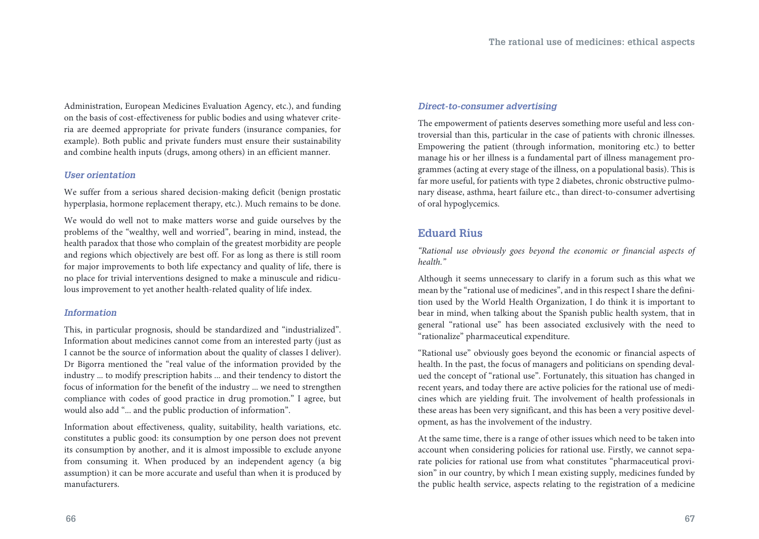Administration, European Medicines Evaluation Agency, etc.), and funding on the basis of cost-effectiveness for public bodies and using whatever criteria are deemed appropriate for private funders (insurance companies, for example). Both public and private funders must ensure their sustainability and combine health inputs (drugs, among others) in an efficient manner.

### *User orientation*

We suffer from a serious shared decision-making deficit (benign prostatic hyperplasia, hormone replacement therapy, etc.). Much remains to be done.

We would do well not to make matters worse and guide ourselves by the problems of the "wealthy, well and worried", bearing in mind, instead, the health paradox that those who complain of the greatest morbidity are people and regions which objectively are best off. For as long as there is still room for major improvements to both life expectancy and quality of life, there is no place for trivial interventions designed to make a minuscule and ridiculous improvement to yet another health-related quality of life index.

### *Information*

This, in particular prognosis, should be standardized and "industrialized". Information about medicines cannot come from an interested party (just as I cannot be the source of information about the quality of classes I deliver). Dr Bigorra mentioned the "real value of the information provided by the industry ... to modify prescription habits ... and their tendency to distort the focus of information for the benefit of the industry ... we need to strengthen compliance with codes of good practice in drug promotion." I agree, but would also add "... and the public production of information".

Information about effectiveness, quality, suitability, health variations, etc. constitutes a public good: its consumption by one person does not prevent its consumption by another, and it is almost impossible to exclude anyone from consuming it. When produced by an independent agency (a big assumption) it can be more accurate and useful than when it is produced by manufacturers.

### *Direct-to-consumer advertising*

The empowerment of patients deserves something more useful and less controversial than this, particular in the case of patients with chronic illnesses. Empowering the patient (through information, monitoring etc.) to better manage his or her illness is a fundamental part of illness management programmes (acting at every stage of the illness, on a populational basis). This is far more useful, for patients with type 2 diabetes, chronic obstructive pulmonary disease, asthma, heart failure etc., than direct-to-consumer advertising of oral hypoglycemics.

## Eduard Rius

*"Rational use obviously goes beyond the economic or financial aspects of health."*

Although it seems unnecessary to clarify in a forum such as this what we mean by the "rational use of medicines", and in this respect I share the definition used by the World Health Organization, I do think it is important to bear in mind, when talking about the Spanish public health system, that in general "rational use" has been associated exclusively with the need to "rationalize" pharmaceutical expenditure.

"Rational use" obviously goes beyond the economic or financial aspects of health. In the past, the focus of managers and politicians on spending devalued the concept of "rational use". Fortunately, this situation has changed in recent years, and today there are active policies for the rational use of medicines which are yielding fruit. The involvement of health professionals in these areas has been very significant, and this has been a very positive development, as has the involvement of the industry.

At the same time, there is a range of other issues which need to be taken into account when considering policies for rational use. Firstly, we cannot separate policies for rational use from what constitutes "pharmaceutical provision" in our country, by which I mean existing supply, medicines funded by the public health service, aspects relating to the registration of a medicine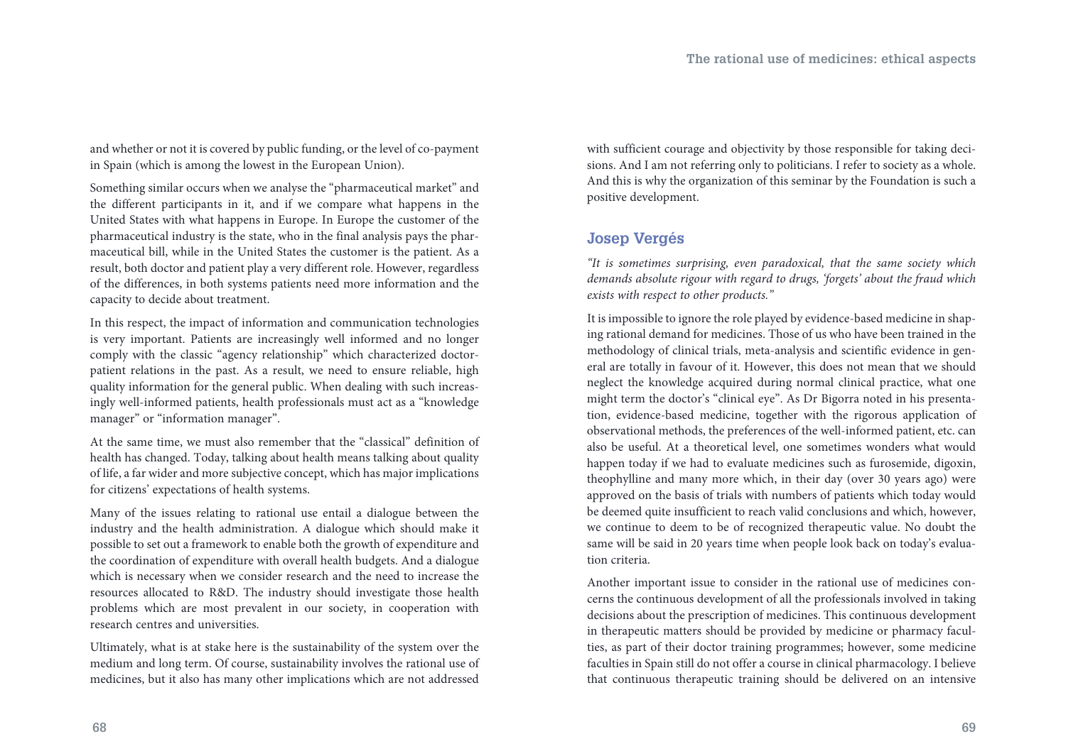and whether or not it is covered by public funding, or the level of co-payment in Spain (which is among the lowest in the European Union).

Something similar occurs when we analyse the "pharmaceutical market" and the different participants in it, and if we compare what happens in the United States with what happens in Europe. In Europe the customer of the pharmaceutical industry is the state, who in the final analysis pays the pharmaceutical bill, while in the United States the customer is the patient. As a result, both doctor and patient play a very different role. However, regardless of the differences, in both systems patients need more information and the capacity to decide about treatment.

In this respect, the impact of information and communication technologies is very important. Patients are increasingly well informed and no longer comply with the classic "agency relationship" which characterized doctor-patient relations in the past. As a result, we need to ensure reliable, high quality information for the general public. When dealing with such increasingly well-informed patients, health professionals must act as a "knowledge manager" or "information manager".

At the same time, we must also remember that the "classical" definition of health has changed. Today, talking about health means talking about quality of life, a far wider and more subjective concept, which has major implications for citizens' expectations of health systems.

Many of the issues relating to rational use entail a dialogue between the industry and the health administration. A dialogue which should make it possible to set out a framework to enable both the growth of expenditure and the coordination of expenditure with overall health budgets. And a dialogue which is necessary when we consider research and the need to increase the resources allocated to R&D. The industry should investigate those health problems which are most prevalent in our society, in cooperation with research centres and universities.

Ultimately, what is at stake here is the sustainability of the system over the medium and long term. Of course, sustainability involves the rational use of medicines, but it also has many other implications which are not addressed with sufficient courage and objectivity by those responsible for taking decisions. And I am not referring only to politicians. I refer to society as a whole. And this is why the organization of this seminar by the Foundation is such a positive development.

## Josep Vergés

*"It is sometimes surprising, even paradoxical, that the same society which demands absolute rigour with regard to drugs, 'forgets' about the fraud which exists with respect to other products."*

It is impossible to ignore the role played by evidence-based medicine in shaping rational demand for medicines. Those of us who have been trained in the methodology of clinical trials, meta-analysis and scientific evidence in general are totally in favour of it. However, this does not mean that we should neglect the knowledge acquired during normal clinical practice, what one might term the doctor's "clinical eye". As Dr Bigorra noted in his presentation, evidence-based medicine, together with the rigorous application of observational methods, the preferences of the well-informed patient, etc. can also be useful. At a theoretical level, one sometimes wonders what would happen today if we had to evaluate medicines such as furosemide, digoxin, theophylline and many more which, in their day (over 30 years ago) were approved on the basis of trials with numbers of patients which today would be deemed quite insufficient to reach valid conclusions and which, however, we continue to deem to be of recognized therapeutic value. No doubt the same will be said in 20 years time when people look back on today's evaluation criteria.

Another important issue to consider in the rational use of medicines concerns the continuous development of all the professionals involved in taking decisions about the prescription of medicines. This continuous development in therapeutic matters should be provided by medicine or pharmacy faculties, as part of their doctor training programmes; however, some medicine faculties in Spain still do not offer a course in clinical pharmacology. I believe that continuous therapeutic training should be delivered on an intensive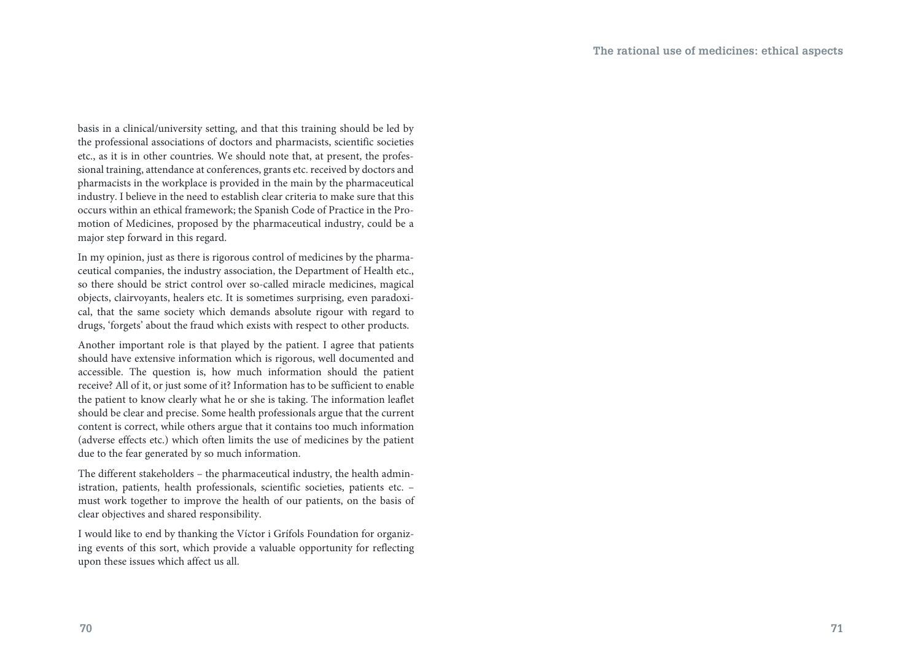basis in a clinical/university setting, and that this training should be led by the professional associations of doctors and pharmacists, scientific societies etc., as it is in other countries. We should note that, at present, the professional training, attendance at conferences, grants etc. received by doctors and pharmacists in the workplace is provided in the main by the pharmaceutical industry. I believe in the need to establish clear criteria to make sure that this occurs within an ethical framework; the Spanish Code of Practice in the Promotion of Medicines, proposed by the pharmaceutical industry, could be a major step forward in this regard.

In my opinion, just as there is rigorous control of medicines by the pharmaceutical companies, the industry association, the Department of Health etc., so there should be strict control over so-called miracle medicines, magical objects, clairvoyants, healers etc. It is sometimes surprising, even paradoxical, that the same society which demands absolute rigour with regard to drugs, 'forgets' about the fraud which exists with respect to other products.

Another important role is that played by the patient. I agree that patients should have extensive information which is rigorous, well documented and accessible. The question is, how much information should the patient receive? All of it, or just some of it? Information has to be sufficient to enable the patient to know clearly what he or she is taking. The information leaflet should be clear and precise. Some health professionals argue that the current content is correct, while others argue that it contains too much information (adverse effects etc.) which often limits the use of medicines by the patient due to the fear generated by so much information.

The different stakeholders – the pharmaceutical industry, the health administration, patients, health professionals, scientific societies, patients etc. – must work together to improve the health of our patients, on the basis of clear objectives and shared responsibility.

I would like to end by thanking the Víctor i Grífols Foundation for organizing events of this sort, which provide a valuable opportunity for reflecting upon these issues which affect us all.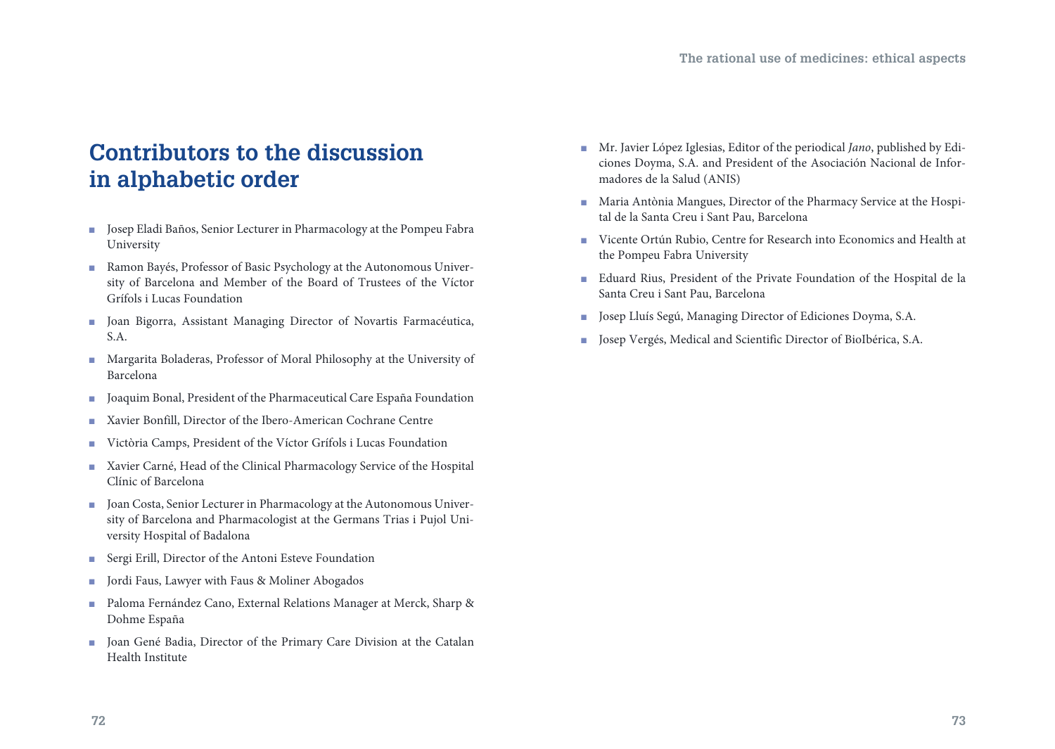# Contributors to the discussion in alphabetic order

- Josep Eladi Baños, Senior Lecturer in Pharmacology at the Pompeu Fabra University
- Ramon Bayés, Professor of Basic Psychology at the Autonomous University of Barcelona and Member of the Board of Trustees of the Víctor Grífols i Lucas Foundation
- Joan Bigorra, Assistant Managing Director of Novartis Farmacéutica, S.A.
- Margarita Boladeras, Professor of Moral Philosophy at the University of Barcelona
- Joaquim Bonal, President of the Pharmaceutical Care España Foundation
- Xavier Bonfill, Director of the Ibero-American Cochrane Centre
- Victòria Camps, President of the Víctor Grífols i Lucas Foundation
- Xavier Carné, Head of the Clinical Pharmacology Service of the Hospital Clínic of Barcelona
- Joan Costa, Senior Lecturer in Pharmacology at the Autonomous University of Barcelona and Pharmacologist at the Germans Trias i Pujol University Hospital of Badalona
- Sergi Erill, Director of the Antoni Esteve Foundation
- Jordi Faus, Lawyer with Faus & Moliner Abogados
- Paloma Fernández Cano, External Relations Manager at Merck, Sharp & Dohme España
- Joan Gené Badia, Director of the Primary Care Division at the Catalan Health Institute
- Mr. Javier López Iglesias, Editor of the periodical *Jano*, published by Ediciones Doyma, S.A. and President of the Asociación Nacional de Informadores de la Salud (ANIS)
- Maria Antònia Mangues, Director of the Pharmacy Service at the Hospital de la Santa Creu i Sant Pau, Barcelona
- Vicente Ortún Rubio, Centre for Research into Economics and Health at the Pompeu Fabra University
- Eduard Rius, President of the Private Foundation of the Hospital de la Santa Creu i Sant Pau, Barcelona
- Josep Lluís Segú, Managing Director of Ediciones Doyma, S.A.
- Josep Vergés, Medical and Scientific Director of BioIbérica, S.A.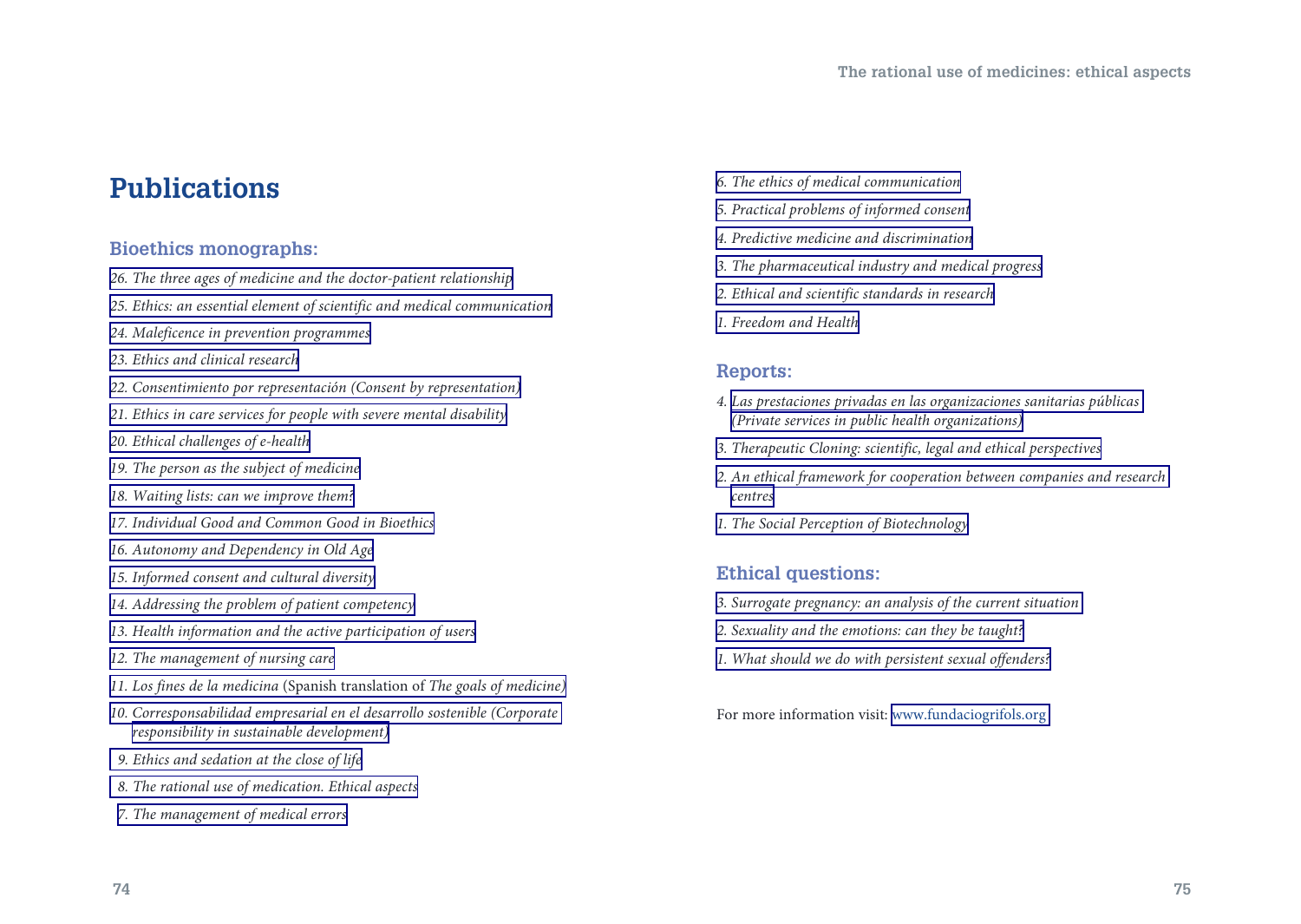# Publications

## Bioethics monographs:

*26. The three ages of medicine and the doctor-patient relationship*

*25. Ethics: an essential element of scientific and medical communication*

*24. Maleficence in prevention programmes*

*23. Ethics and clinical research*

*22. Consentimiento por representación (Consent by representation)*

*21. Ethics in care services for people with severe mental disability*

*20. Ethical challenges of e-health*

*19. The person as the subject of medicine*

*18. Waiting lists: can we improve them?*

*17. Individual Good and Common Good in Bioethics*

*16. Autonomy and Dependency in Old Age*

*15. Informed consent and cultural diversity*

*14. Addressing the problem of patient competency*

*13. Health information and the active participation of users*

*12. The management of nursing care*

*11. Los fines de la medicina* (Spanish translation of *The goals of medicine)*

*10. Corresponsabilidad empresarial en el desarrollo sostenible (Corporate responsibility in sustainable development)*

*9. Ethics and sedation at the close of life*

*8. The rational use of medication. Ethical aspects*

*7. The management of medical errors*

*6. The ethics of medical communication*

*5. Practical problems of informed consent*

*4. Predictive medicine and discrimination*

*3. The pharmaceutical industry and medical progress*

*2. Ethical and scientific standards in research*

*1. Freedom and Health*

## Reports:

4. *Las prestaciones privadas en las organizaciones sanitarias públicas (Private services in public health organizations)*

*3. Therapeutic Cloning: scientific, legal and ethical perspectives*

*2. An ethical framework for cooperation between companies and research centres*

*1. The Social Perception of Biotechnology*

## Ethical questions:

*3. Surrogate pregnancy: an analysis of the current situation*

*2. Sexuality and the emotions: can they be taught?*

*1. What should we do with persistent sexual offenders?*

For more information visit: www.fundaciogrifols.org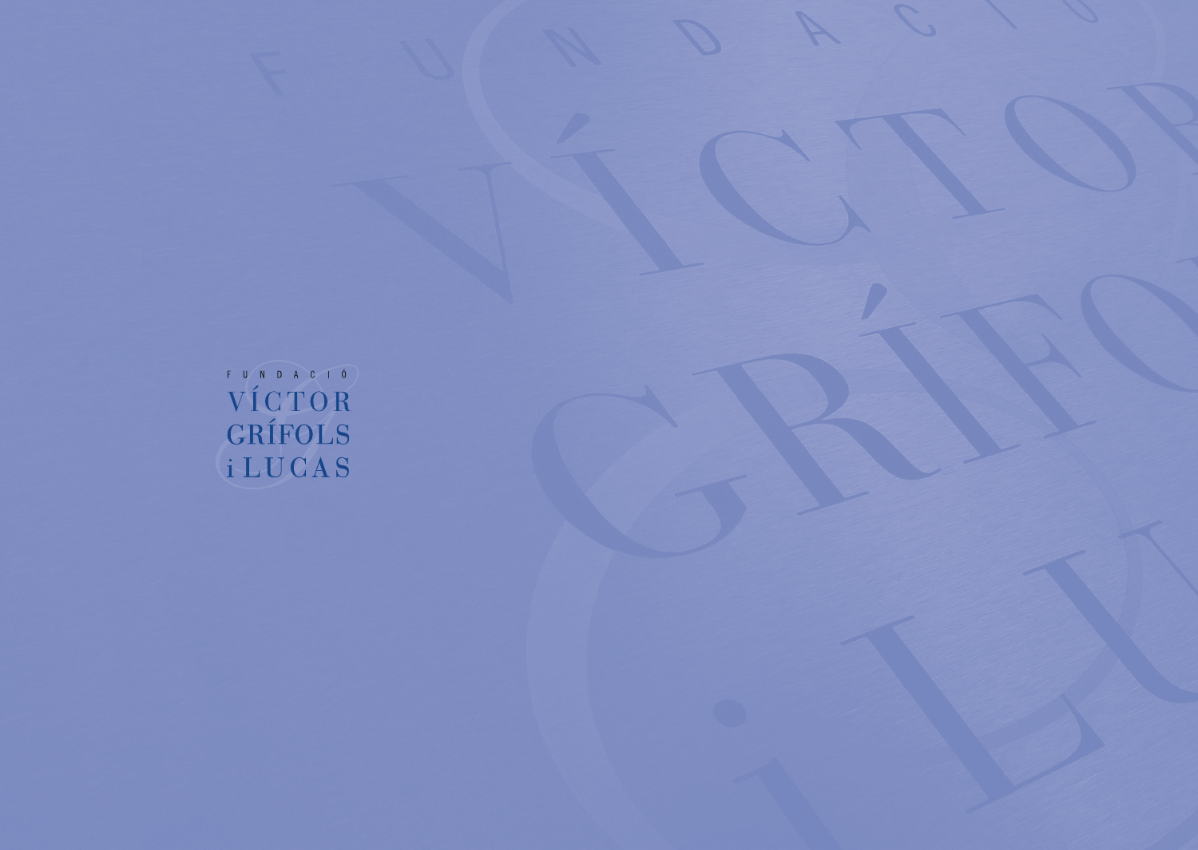FUNDACIÓ

VÍCTOR
GRÍFOLS
i LUCAS